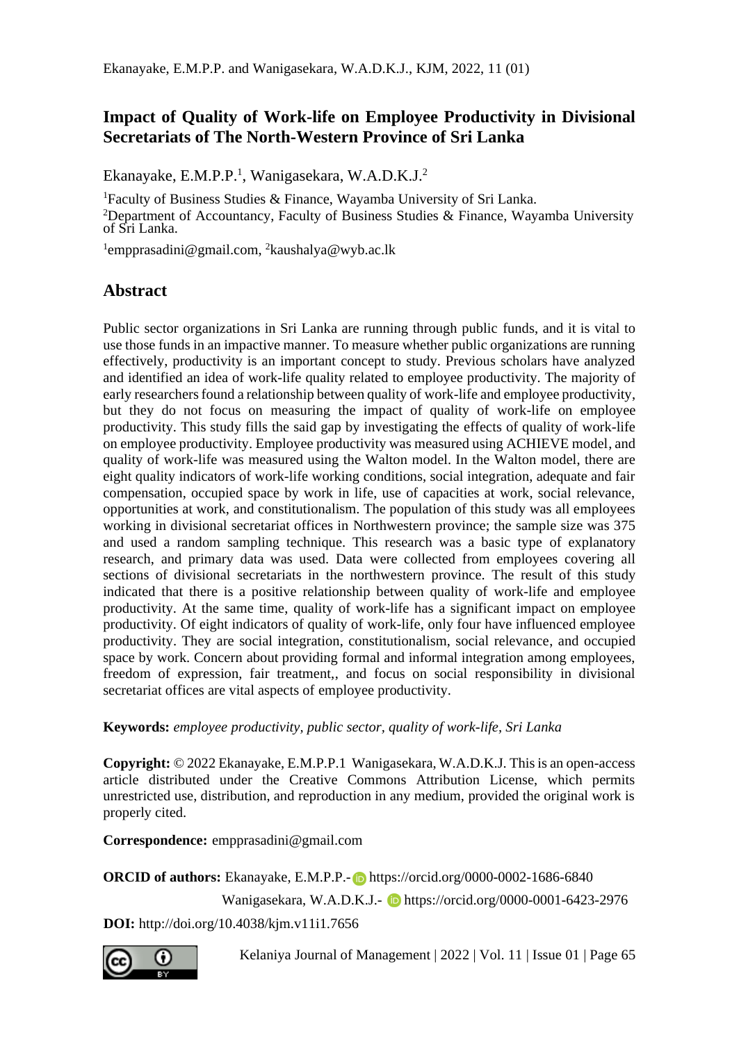# Impact of Quality of Work-life on Employee Productivity in Divisional Secretariats of The North-Western Province of Sri Lanka

Ekanayake, E.M.P.P.[1], Wanigasekara, W.A.D.K.J.[2]

[1]Faculty of Business Studies & Finance, Wayamba University of Sri Lanka.
[2]Department of Accountancy, Faculty of Business Studies & Finance, Wayamba University of Sri Lanka.

[1]empprasadini@gmail.com, [2]kaushalya@wyb.ac.lk

## Abstract

Public sector organizations in Sri Lanka are running through public funds, and it is vital to use those funds in an impactive manner. To measure whether public organizations are running effectively, productivity is an important concept to study. Previous scholars have analyzed and identified an idea of work-life quality related to employee productivity. The majority of early researchers found a relationship between quality of work-life and employee productivity, but they do not focus on measuring the impact of quality of work-life on employee productivity. This study fills the said gap by investigating the effects of quality of work-life on employee productivity. Employee productivity was measured using ACHIEVE model, and quality of work-life was measured using the Walton model. In the Walton model, there are eight quality indicators of work-life working conditions, social integration, adequate and fair compensation, occupied space by work in life, use of capacities at work, social relevance, opportunities at work, and constitutionalism. The population of this study was all employees working in divisional secretariat offices in Northwestern province; the sample size was 375 and used a random sampling technique. This research was a basic type of explanatory research, and primary data was used. Data were collected from employees covering all sections of divisional secretariats in the northwestern province. The result of this study indicated that there is a positive relationship between quality of work-life and employee productivity. At the same time, quality of work-life has a significant impact on employee productivity. Of eight indicators of quality of work-life, only four have influenced employee productivity. They are social integration, constitutionalism, social relevance, and occupied space by work. Concern about providing formal and informal integration among employees, freedom of expression, fair treatment,, and focus on social responsibility in divisional secretariat offices are vital aspects of employee productivity.

**Keywords:** *employee productivity, public sector, quality of work-life, Sri Lanka*

**Copyright:** © 2022 Ekanayake, E.M.P.P.1 Wanigasekara, W.A.D.K.J. This is an open-access article distributed under the Creative Commons Attribution License, which permits unrestricted use, distribution, and reproduction in any medium, provided the original work is properly cited.

**Correspondence:** empprasadini@gmail.com

**ORCID of authors:** Ekanayake, E.M.P.P.- https://orcid.org/0000-0002-1686-6840

Wanigasekara, W.A.D.K.J.- https://orcid.org/0000-0001-6423-2976

**DOI:** http://doi.org/10.4038/kjm.v11i1.7656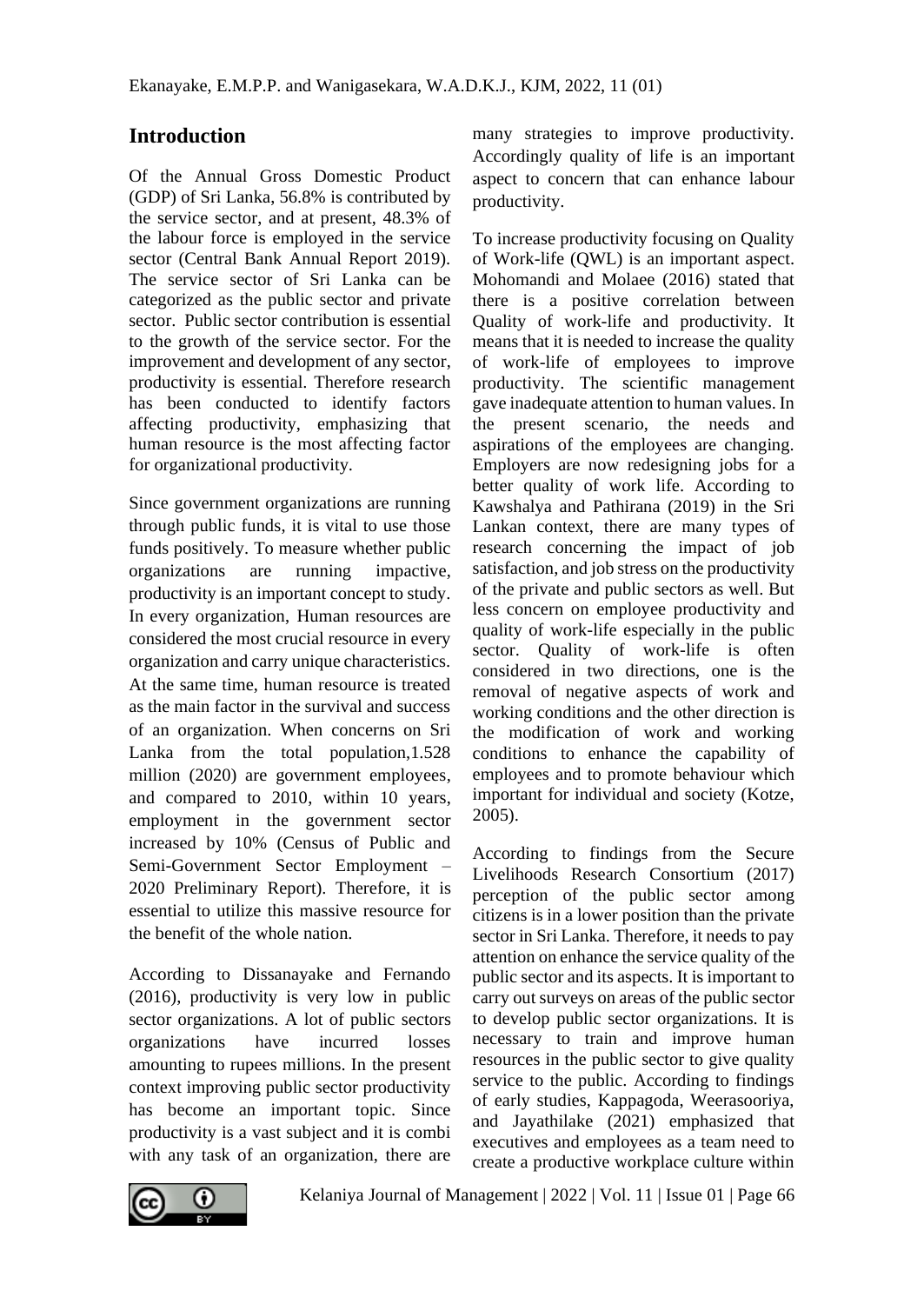## Introduction

Of the Annual Gross Domestic Product (GDP) of Sri Lanka, 56.8% is contributed by the service sector, and at present, 48.3% of the labour force is employed in the service sector (Central Bank Annual Report 2019). The service sector of Sri Lanka can be categorized as the public sector and private sector. Public sector contribution is essential to the growth of the service sector. For the improvement and development of any sector, productivity is essential. Therefore research has been conducted to identify factors affecting productivity, emphasizing that human resource is the most affecting factor for organizational productivity.

Since government organizations are running through public funds, it is vital to use those funds positively. To measure whether public organizations are running impactive, productivity is an important concept to study. In every organization, Human resources are considered the most crucial resource in every organization and carry unique characteristics. At the same time, human resource is treated as the main factor in the survival and success of an organization. When concerns on Sri Lanka from the total population,1.528 million (2020) are government employees, and compared to 2010, within 10 years, employment in the government sector increased by 10% (Census of Public and Semi-Government Sector Employment – 2020 Preliminary Report). Therefore, it is essential to utilize this massive resource for the benefit of the whole nation.

According to Dissanayake and Fernando (2016), productivity is very low in public sector organizations. A lot of public sectors organizations have incurred losses amounting to rupees millions. In the present context improving public sector productivity has become an important topic. Since productivity is a vast subject and it is combi with any task of an organization, there are many strategies to improve productivity. Accordingly quality of life is an important aspect to concern that can enhance labour productivity.

To increase productivity focusing on Quality of Work-life (QWL) is an important aspect. Mohomandi and Molaee (2016) stated that there is a positive correlation between Quality of work-life and productivity. It means that it is needed to increase the quality of work-life of employees to improve productivity. The scientific management gave inadequate attention to human values. In the present scenario, the needs and aspirations of the employees are changing. Employers are now redesigning jobs for a better quality of work life. According to Kawshalya and Pathirana (2019) in the Sri Lankan context, there are many types of research concerning the impact of job satisfaction, and job stress on the productivity of the private and public sectors as well. But less concern on employee productivity and quality of work-life especially in the public sector. Quality of work-life is often considered in two directions, one is the removal of negative aspects of work and working conditions and the other direction is the modification of work and working conditions to enhance the capability of employees and to promote behaviour which important for individual and society (Kotze, 2005).

According to findings from the Secure Livelihoods Research Consortium (2017) perception of the public sector among citizens is in a lower position than the private sector in Sri Lanka. Therefore, it needs to pay attention on enhance the service quality of the public sector and its aspects. It is important to carry out surveys on areas of the public sector to develop public sector organizations. It is necessary to train and improve human resources in the public sector to give quality service to the public. According to findings of early studies, Kappagoda, Weerasooriya, and Jayathilake (2021) emphasized that executives and employees as a team need to create a productive workplace culture within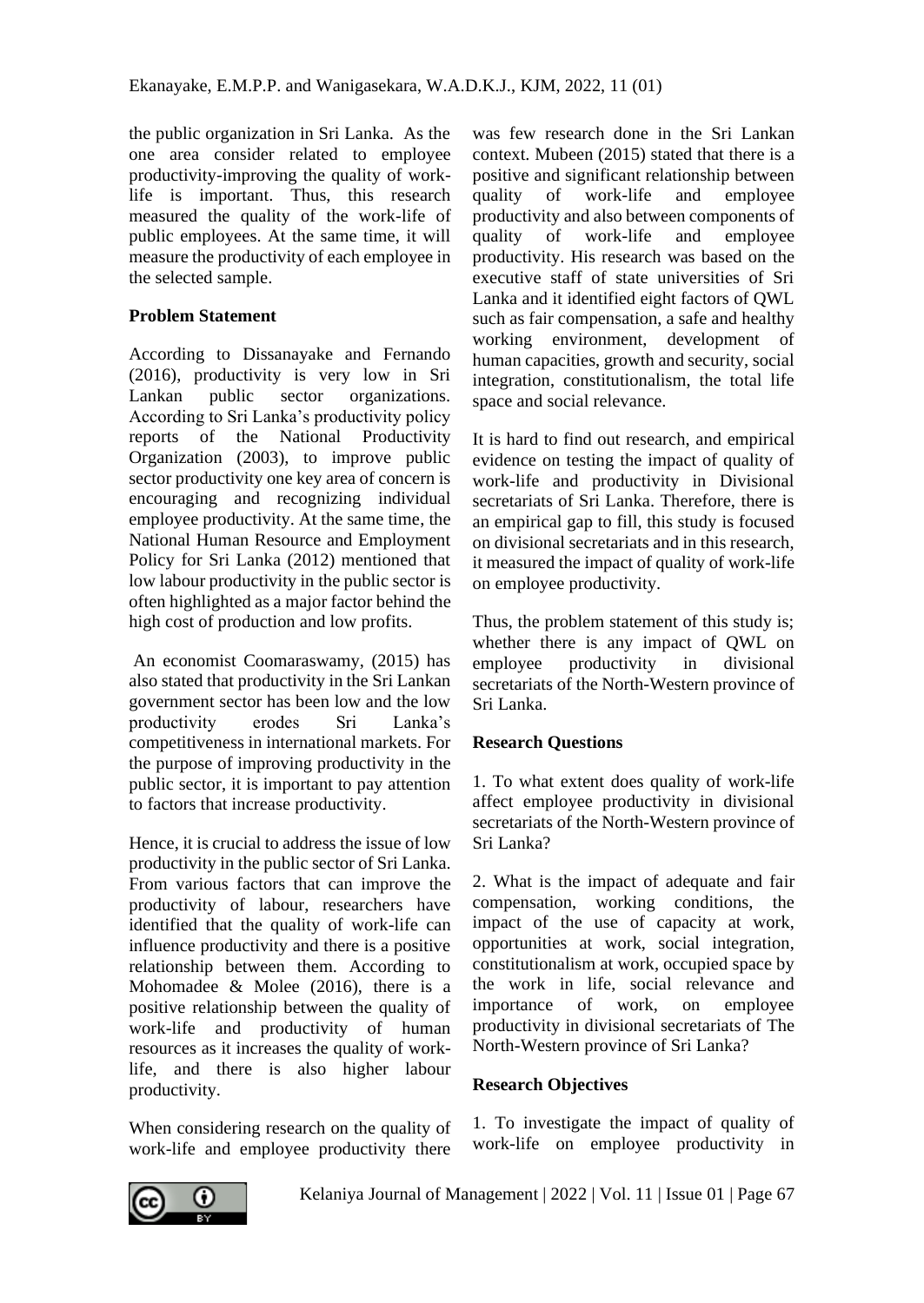the public organization in Sri Lanka. As the one area consider related to employee productivity-improving the quality of work-life is important. Thus, this research measured the quality of the work-life of public employees. At the same time, it will measure the productivity of each employee in the selected sample.

**Problem Statement**

According to Dissanayake and Fernando (2016), productivity is very low in Sri Lankan public sector organizations. According to Sri Lanka's productivity policy reports of the National Productivity Organization (2003), to improve public sector productivity one key area of concern is encouraging and recognizing individual employee productivity. At the same time, the National Human Resource and Employment Policy for Sri Lanka (2012) mentioned that low labour productivity in the public sector is often highlighted as a major factor behind the high cost of production and low profits.

An economist Coomaraswamy, (2015) has also stated that productivity in the Sri Lankan government sector has been low and the low productivity erodes Sri Lanka's competitiveness in international markets. For the purpose of improving productivity in the public sector, it is important to pay attention to factors that increase productivity.

Hence, it is crucial to address the issue of low productivity in the public sector of Sri Lanka. From various factors that can improve the productivity of labour, researchers have identified that the quality of work-life can influence productivity and there is a positive relationship between them. According to Mohomadee & Molee (2016), there is a positive relationship between the quality of work-life and productivity of human resources as it increases the quality of work-life, and there is also higher labour productivity.

When considering research on the quality of work-life and employee productivity there was few research done in the Sri Lankan context. Mubeen (2015) stated that there is a positive and significant relationship between quality of work-life and employee productivity and also between components of quality of work-life and employee productivity. His research was based on the executive staff of state universities of Sri Lanka and it identified eight factors of QWL such as fair compensation, a safe and healthy working environment, development of human capacities, growth and security, social integration, constitutionalism, the total life space and social relevance.

It is hard to find out research, and empirical evidence on testing the impact of quality of work-life and productivity in Divisional secretariats of Sri Lanka. Therefore, there is an empirical gap to fill, this study is focused on divisional secretariats and in this research, it measured the impact of quality of work-life on employee productivity.

Thus, the problem statement of this study is; whether there is any impact of QWL on employee productivity in divisional secretariats of the North-Western province of Sri Lanka.

**Research Questions**

1. To what extent does quality of work-life affect employee productivity in divisional secretariats of the North-Western province of Sri Lanka?

2. What is the impact of adequate and fair compensation, working conditions, the impact of the use of capacity at work, opportunities at work, social integration, constitutionalism at work, occupied space by the work in life, social relevance and importance of work, on employee productivity in divisional secretariats of The North-Western province of Sri Lanka?

**Research Objectives**

1. To investigate the impact of quality of work-life on employee productivity in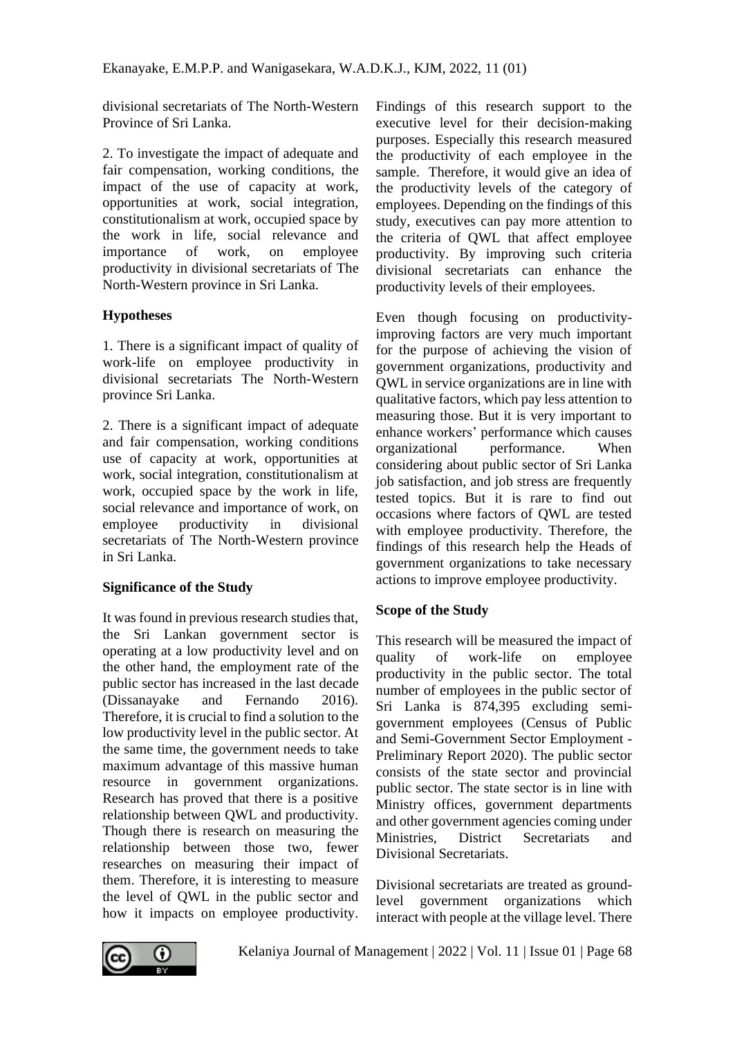divisional secretariats of The North-Western Province of Sri Lanka.

2. To investigate the impact of adequate and fair compensation, working conditions, the impact of the use of capacity at work, opportunities at work, social integration, constitutionalism at work, occupied space by the work in life, social relevance and importance of work, on employee productivity in divisional secretariats of The North-Western province in Sri Lanka.

**Hypotheses**

1. There is a significant impact of quality of work-life on employee productivity in divisional secretariats The North-Western province Sri Lanka.

2. There is a significant impact of adequate and fair compensation, working conditions use of capacity at work, opportunities at work, social integration, constitutionalism at work, occupied space by the work in life, social relevance and importance of work, on employee productivity in divisional secretariats of The North-Western province in Sri Lanka.

**Significance of the Study**

It was found in previous research studies that, the Sri Lankan government sector is operating at a low productivity level and on the other hand, the employment rate of the public sector has increased in the last decade (Dissanayake and Fernando 2016). Therefore, it is crucial to find a solution to the low productivity level in the public sector. At the same time, the government needs to take maximum advantage of this massive human resource in government organizations. Research has proved that there is a positive relationship between QWL and productivity. Though there is research on measuring the relationship between those two, fewer researches on measuring their impact of them. Therefore, it is interesting to measure the level of QWL in the public sector and how it impacts on employee productivity. Findings of this research support to the executive level for their decision-making purposes. Especially this research measured the productivity of each employee in the sample. Therefore, it would give an idea of the productivity levels of the category of employees. Depending on the findings of this study, executives can pay more attention to the criteria of QWL that affect employee productivity. By improving such criteria divisional secretariats can enhance the productivity levels of their employees.

Even though focusing on productivity-improving factors are very much important for the purpose of achieving the vision of government organizations, productivity and QWL in service organizations are in line with qualitative factors, which pay less attention to measuring those. But it is very important to enhance workers' performance which causes organizational performance. When considering about public sector of Sri Lanka job satisfaction, and job stress are frequently tested topics. But it is rare to find out occasions where factors of QWL are tested with employee productivity. Therefore, the findings of this research help the Heads of government organizations to take necessary actions to improve employee productivity.

**Scope of the Study**

This research will be measured the impact of quality of work-life on employee productivity in the public sector. The total number of employees in the public sector of Sri Lanka is 874,395 excluding semi-government employees (Census of Public and Semi-Government Sector Employment - Preliminary Report 2020). The public sector consists of the state sector and provincial public sector. The state sector is in line with Ministry offices, government departments and other government agencies coming under Ministries, District Secretariats and Divisional Secretariats.

Divisional secretariats are treated as ground-level government organizations which interact with people at the village level. There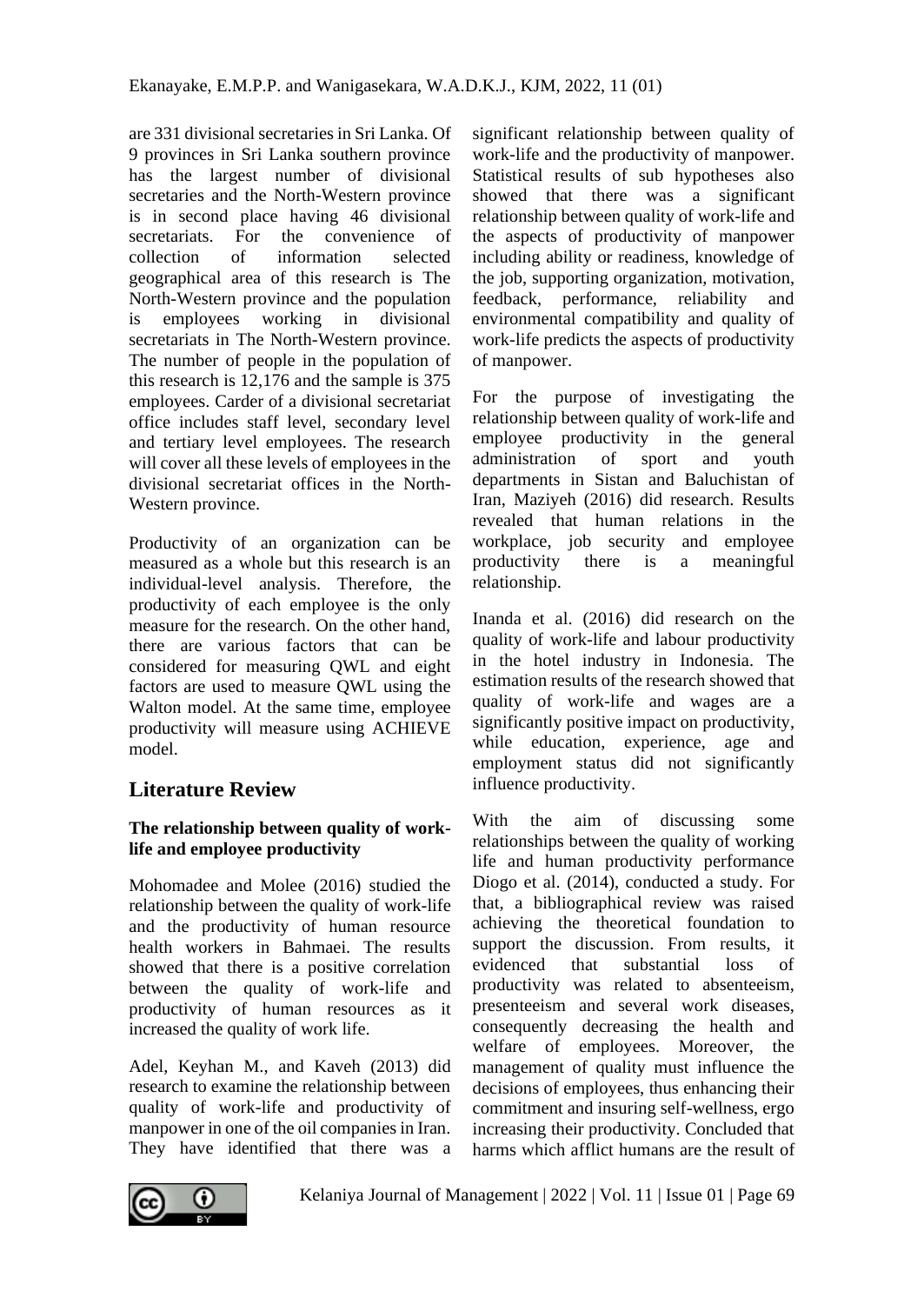are 331 divisional secretaries in Sri Lanka. Of 9 provinces in Sri Lanka southern province has the largest number of divisional secretaries and the North-Western province is in second place having 46 divisional secretariats. For the convenience of collection of information selected geographical area of this research is The North-Western province and the population is employees working in divisional secretariats in The North-Western province. The number of people in the population of this research is 12,176 and the sample is 375 employees. Carder of a divisional secretariat office includes staff level, secondary level and tertiary level employees. The research will cover all these levels of employees in the divisional secretariat offices in the North-Western province.

Productivity of an organization can be measured as a whole but this research is an individual-level analysis. Therefore, the productivity of each employee is the only measure for the research. On the other hand, there are various factors that can be considered for measuring QWL and eight factors are used to measure QWL using the Walton model. At the same time, employee productivity will measure using ACHIEVE model.

## Literature Review

### The relationship between quality of work-life and employee productivity

Mohomadee and Molee (2016) studied the relationship between the quality of work-life and the productivity of human resource health workers in Bahmaei. The results showed that there is a positive correlation between the quality of work-life and productivity of human resources as it increased the quality of work life.

Adel, Keyhan M., and Kaveh (2013) did research to examine the relationship between quality of work-life and productivity of manpower in one of the oil companies in Iran. They have identified that there was a significant relationship between quality of work-life and the productivity of manpower. Statistical results of sub hypotheses also showed that there was a significant relationship between quality of work-life and the aspects of productivity of manpower including ability or readiness, knowledge of the job, supporting organization, motivation, feedback, performance, reliability and environmental compatibility and quality of work-life predicts the aspects of productivity of manpower.

For the purpose of investigating the relationship between quality of work-life and employee productivity in the general administration of sport and youth departments in Sistan and Baluchistan of Iran, Maziyeh (2016) did research. Results revealed that human relations in the workplace, job security and employee productivity there is a meaningful relationship.

Inanda et al. (2016) did research on the quality of work-life and labour productivity in the hotel industry in Indonesia. The estimation results of the research showed that quality of work-life and wages are a significantly positive impact on productivity, while education, experience, age and employment status did not significantly influence productivity.

With the aim of discussing some relationships between the quality of working life and human productivity performance Diogo et al. (2014), conducted a study. For that, a bibliographical review was raised achieving the theoretical foundation to support the discussion. From results, it evidenced that substantial loss of productivity was related to absenteeism, presenteeism and several work diseases, consequently decreasing the health and welfare of employees. Moreover, the management of quality must influence the decisions of employees, thus enhancing their commitment and insuring self-wellness, ergo increasing their productivity. Concluded that harms which afflict humans are the result of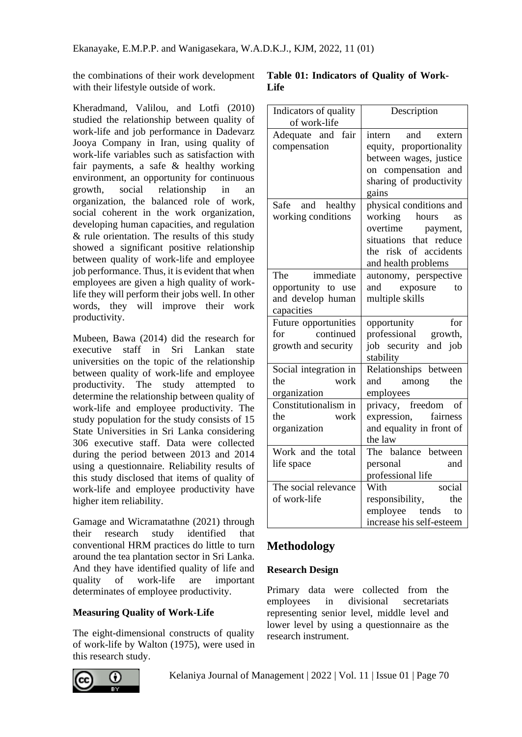the combinations of their work development with their lifestyle outside of work.

Kheradmand, Valilou, and Lotfi (2010) studied the relationship between quality of work-life and job performance in Dadevarz Jooya Company in Iran, using quality of work-life variables such as satisfaction with fair payments, a safe & healthy working environment, an opportunity for continuous growth, social relationship in an organization, the balanced role of work, social coherent in the work organization, developing human capacities, and regulation & rule orientation. The results of this study showed a significant positive relationship between quality of work-life and employee job performance. Thus, it is evident that when employees are given a high quality of work-life they will perform their jobs well. In other words, they will improve their work productivity.

Mubeen, Bawa (2014) did the research for executive staff in Sri Lankan state universities on the topic of the relationship between quality of work-life and employee productivity. The study attempted to determine the relationship between quality of work-life and employee productivity. The study population for the study consists of 15 State Universities in Sri Lanka considering 306 executive staff. Data were collected during the period between 2013 and 2014 using a questionnaire. Reliability results of this study disclosed that items of quality of work-life and employee productivity have higher item reliability.

Gamage and Wicramatathne (2021) through their research study identified that conventional HRM practices do little to turn around the tea plantation sector in Sri Lanka. And they have identified quality of life and quality of work-life are important determinates of employee productivity.

### Measuring Quality of Work-Life

The eight-dimensional constructs of quality of work-life by Walton (1975), were used in this research study.

**Table 01: Indicators of Quality of Work-Life**

| Indicators of quality of work-life | Description |
|---|---|
| Adequate and fair compensation | intern and extern equity, proportionality between wages, justice on compensation and sharing of productivity gains |
| Safe and healthy working conditions | physical conditions and working hours as overtime payment, situations that reduce the risk of accidents and health problems |
| The immediate opportunity to use and develop human capacities | autonomy, perspective and exposure to multiple skills |
| Future opportunities for continued growth and security | opportunity for professional growth, job security and job stability |
| Social integration in the work organization | Relationships between and among the employees |
| Constitutionalism in the work organization | privacy, freedom of expression, fairness and equality in front of the law |
| Work and the total life space | The balance between personal and professional life |
| The social relevance of work-life | With social responsibility, the employee tends to increase his self-esteem |

## Methodology

### Research Design

Primary data were collected from the employees in divisional secretariats representing senior level, middle level and lower level by using a questionnaire as the research instrument.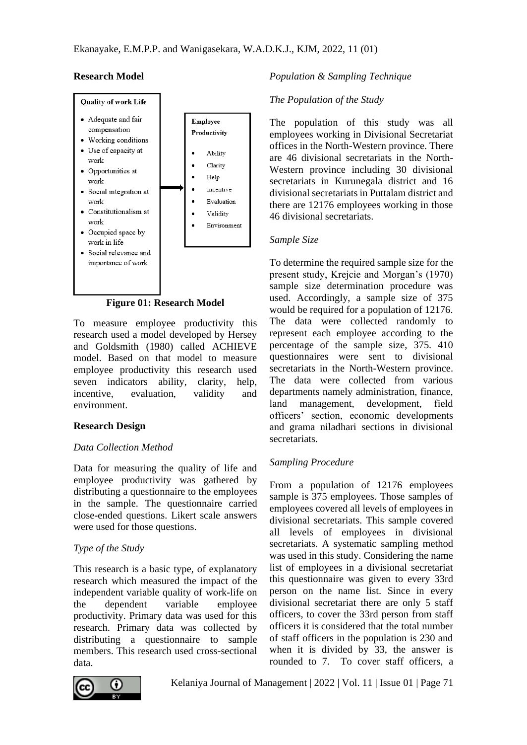## Research Model

**Quality of work Life**

- Adequate and fair compensation
- Working conditions
- Use of capacity at work
- Opportunities at work
- Social integration at work
- Constitutionalism at work
- Occupied space by work in life
- Social relevance and importance of work

→

**Employee Productivity**

- Ability
- Clarity
- Help
- Incentive
- Evaluation
- Validity
- Environment

**Figure 01: Research Model**

To measure employee productivity this research used a model developed by Hersey and Goldsmith (1980) called ACHIEVE model. Based on that model to measure employee productivity this research used seven indicators ability, clarity, help, incentive, evaluation, validity and environment.

## Research Design

*Data Collection Method*

Data for measuring the quality of life and employee productivity was gathered by distributing a questionnaire to the employees in the sample. The questionnaire carried close-ended questions. Likert scale answers were used for those questions.

*Type of the Study*

This research is a basic type, of explanatory research which measured the impact of the independent variable quality of work-life on the dependent variable employee productivity. Primary data was used for this research. Primary data was collected by distributing a questionnaire to sample members. This research used cross-sectional data.

*Population & Sampling Technique*

*The Population of the Study*

The population of this study was all employees working in Divisional Secretariat offices in the North-Western province. There are 46 divisional secretariats in the North-Western province including 30 divisional secretariats in Kurunegala district and 16 divisional secretariats in Puttalam district and there are 12176 employees working in those 46 divisional secretariats.

*Sample Size*

To determine the required sample size for the present study, Krejcie and Morgan's (1970) sample size determination procedure was used. Accordingly, a sample size of 375 would be required for a population of 12176. The data were collected randomly to represent each employee according to the percentage of the sample size, 375. 410 questionnaires were sent to divisional secretariats in the North-Western province. The data were collected from various departments namely administration, finance, land management, development, field officers' section, economic developments and grama niladhari sections in divisional secretariats.

*Sampling Procedure*

From a population of 12176 employees sample is 375 employees. Those samples of employees covered all levels of employees in divisional secretariats. This sample covered all levels of employees in divisional secretariats. A systematic sampling method was used in this study. Considering the name list of employees in a divisional secretariat this questionnaire was given to every 33rd person on the name list. Since in every divisional secretariat there are only 5 staff officers, to cover the 33rd person from staff officers it is considered that the total number of staff officers in the population is 230 and when it is divided by 33, the answer is rounded to 7. To cover staff officers, a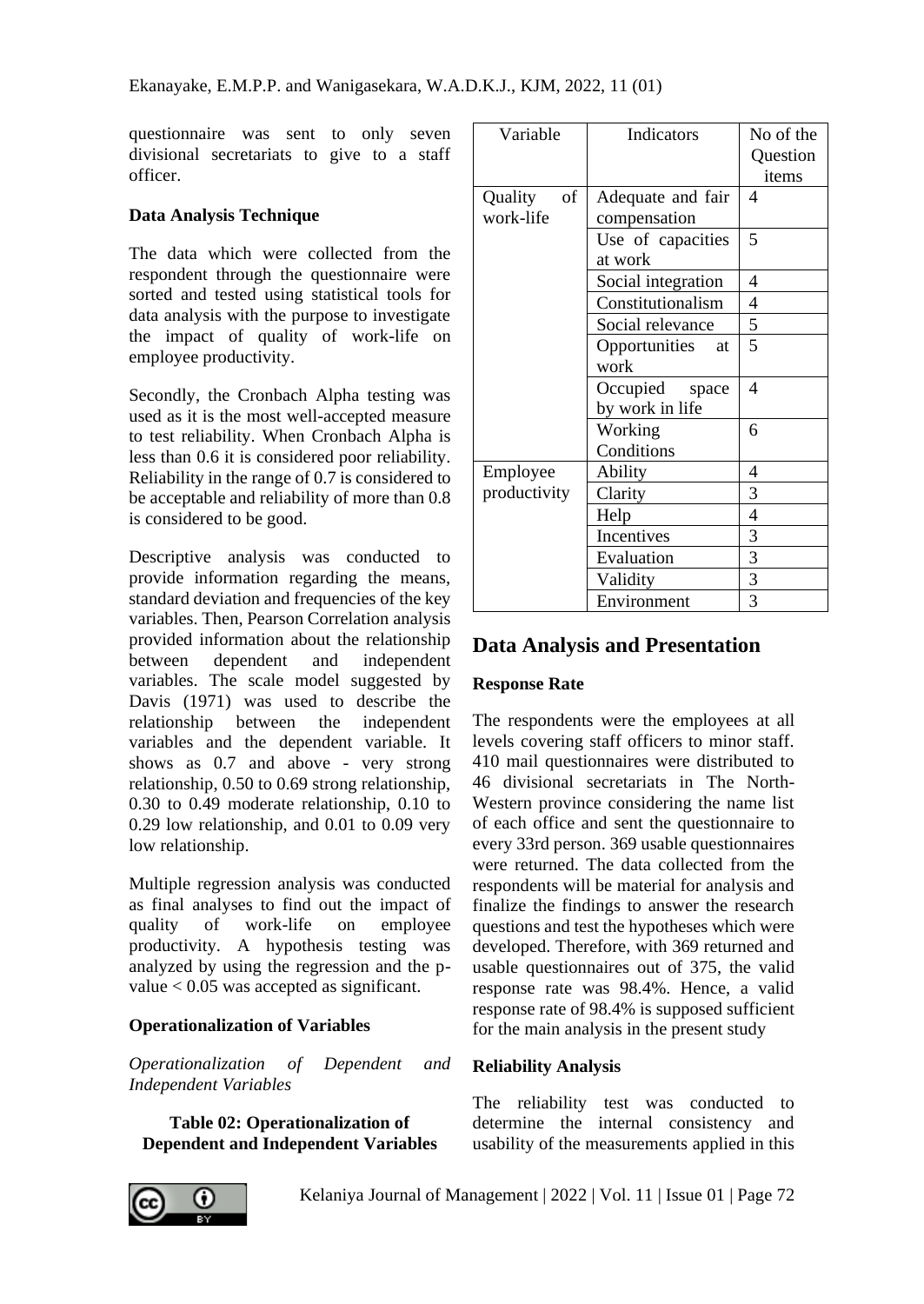questionnaire was sent to only seven divisional secretariats to give to a staff officer.

**Data Analysis Technique**

The data which were collected from the respondent through the questionnaire were sorted and tested using statistical tools for data analysis with the purpose to investigate the impact of quality of work-life on employee productivity.

Secondly, the Cronbach Alpha testing was used as it is the most well-accepted measure to test reliability. When Cronbach Alpha is less than 0.6 it is considered poor reliability. Reliability in the range of 0.7 is considered to be acceptable and reliability of more than 0.8 is considered to be good.

Descriptive analysis was conducted to provide information regarding the means, standard deviation and frequencies of the key variables. Then, Pearson Correlation analysis provided information about the relationship between dependent and independent variables. The scale model suggested by Davis (1971) was used to describe the relationship between the independent variables and the dependent variable. It shows as 0.7 and above - very strong relationship, 0.50 to 0.69 strong relationship, 0.30 to 0.49 moderate relationship, 0.10 to 0.29 low relationship, and 0.01 to 0.09 very low relationship.

Multiple regression analysis was conducted as final analyses to find out the impact of quality of work-life on employee productivity. A hypothesis testing was analyzed by using the regression and the p-value < 0.05 was accepted as significant.

**Operationalization of Variables**

*Operationalization of Dependent and Independent Variables*

**Table 02: Operationalization of Dependent and Independent Variables**

| Variable | Indicators | No of the Question items |
|---|---|---|
| Quality of work-life | Adequate and fair compensation | 4 |
| | Use of capacities at work | 5 |
| | Social integration | 4 |
| | Constitutionalism | 4 |
| | Social relevance | 5 |
| | Opportunities at work | 5 |
| | Occupied space by work in life | 4 |
| | Working Conditions | 6 |
| Employee productivity | Ability | 4 |
| | Clarity | 3 |
| | Help | 4 |
| | Incentives | 3 |
| | Evaluation | 3 |
| | Validity | 3 |
| | Environment | 3 |

## Data Analysis and Presentation

**Response Rate**

The respondents were the employees at all levels covering staff officers to minor staff. 410 mail questionnaires were distributed to 46 divisional secretariats in The North-Western province considering the name list of each office and sent the questionnaire to every 33rd person. 369 usable questionnaires were returned. The data collected from the respondents will be material for analysis and finalize the findings to answer the research questions and test the hypotheses which were developed. Therefore, with 369 returned and usable questionnaires out of 375, the valid response rate was 98.4%. Hence, a valid response rate of 98.4% is supposed sufficient for the main analysis in the present study

**Reliability Analysis**

The reliability test was conducted to determine the internal consistency and usability of the measurements applied in this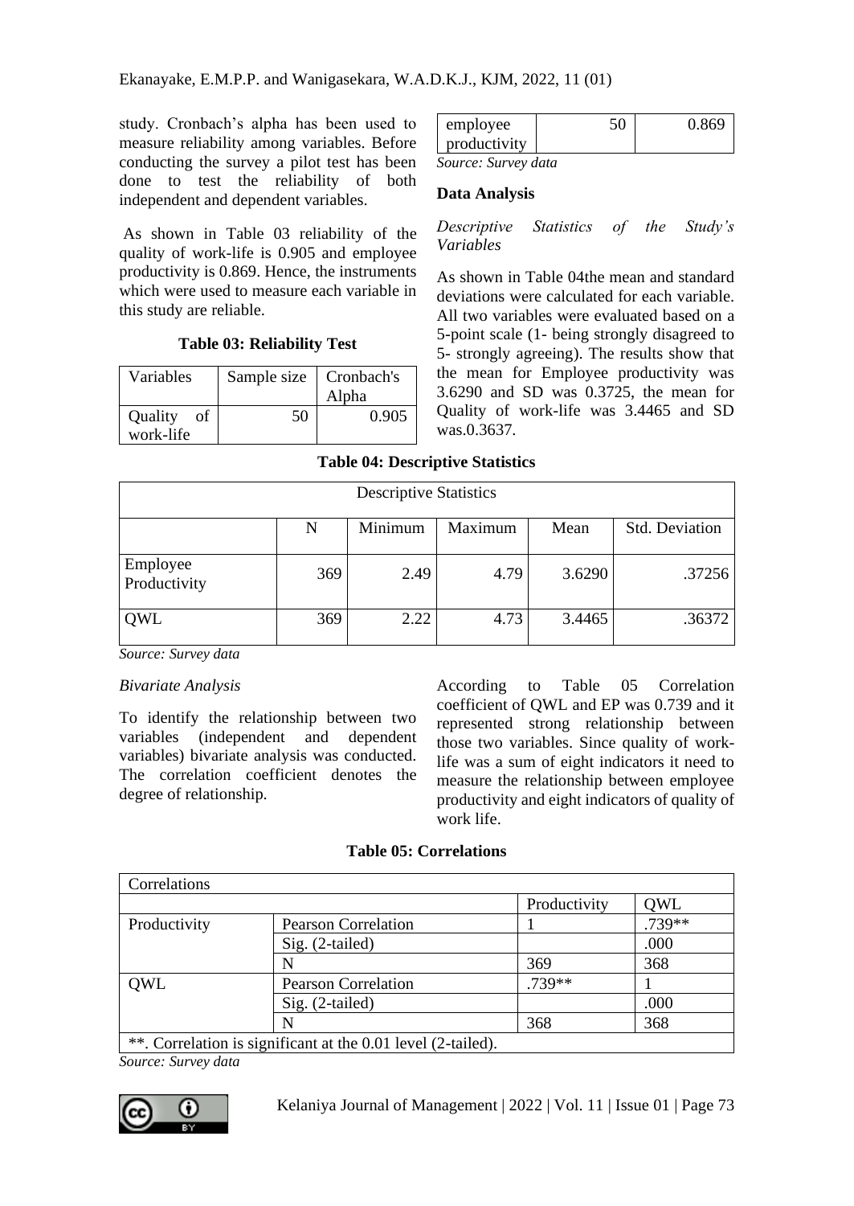study. Cronbach's alpha has been used to measure reliability among variables. Before conducting the survey a pilot test has been done to test the reliability of both independent and dependent variables.

As shown in Table 03 reliability of the quality of work-life is 0.905 and employee productivity is 0.869. Hence, the instruments which were used to measure each variable in this study are reliable.

**Table 03: Reliability Test**

| Variables | Sample size | Cronbach's Alpha |
|---|---|---|
| Quality of work-life | 50 | 0.905 |
| employee productivity | 50 | 0.869 |

*Source: Survey data*

**Data Analysis**

*Descriptive Statistics of the Study's Variables*

As shown in Table 04the mean and standard deviations were calculated for each variable. All two variables were evaluated based on a 5-point scale (1- being strongly disagreed to 5- strongly agreeing). The results show that the mean for Employee productivity was 3.6290 and SD was 0.3725, the mean for Quality of work-life was 3.4465 and SD was.0.3637.

**Table 04: Descriptive Statistics**

| Descriptive Statistics | | | | | |
|---|---|---|---|---|---|
| | N | Minimum | Maximum | Mean | Std. Deviation |
| Employee Productivity | 369 | 2.49 | 4.79 | 3.6290 | .37256 |
| QWL | 369 | 2.22 | 4.73 | 3.4465 | .36372 |

*Source: Survey data*

*Bivariate Analysis*

To identify the relationship between two variables (independent and dependent variables) bivariate analysis was conducted. The correlation coefficient denotes the degree of relationship.

According to Table 05 Correlation coefficient of QWL and EP was 0.739 and it represented strong relationship between those two variables. Since quality of work-life was a sum of eight indicators it need to measure the relationship between employee productivity and eight indicators of quality of work life.

**Table 05: Correlations**

| Correlations | | | |
|---|---|---|---|
| | | Productivity | QWL |
| Productivity | Pearson Correlation | 1 | .739** |
| | Sig. (2-tailed) | | .000 |
| | N | 369 | 368 |
| QWL | Pearson Correlation | .739** | 1 |
| | Sig. (2-tailed) | | .000 |
| | N | 368 | 368 |
| **. Correlation is significant at the 0.01 level (2-tailed). | | | |

*Source: Survey data*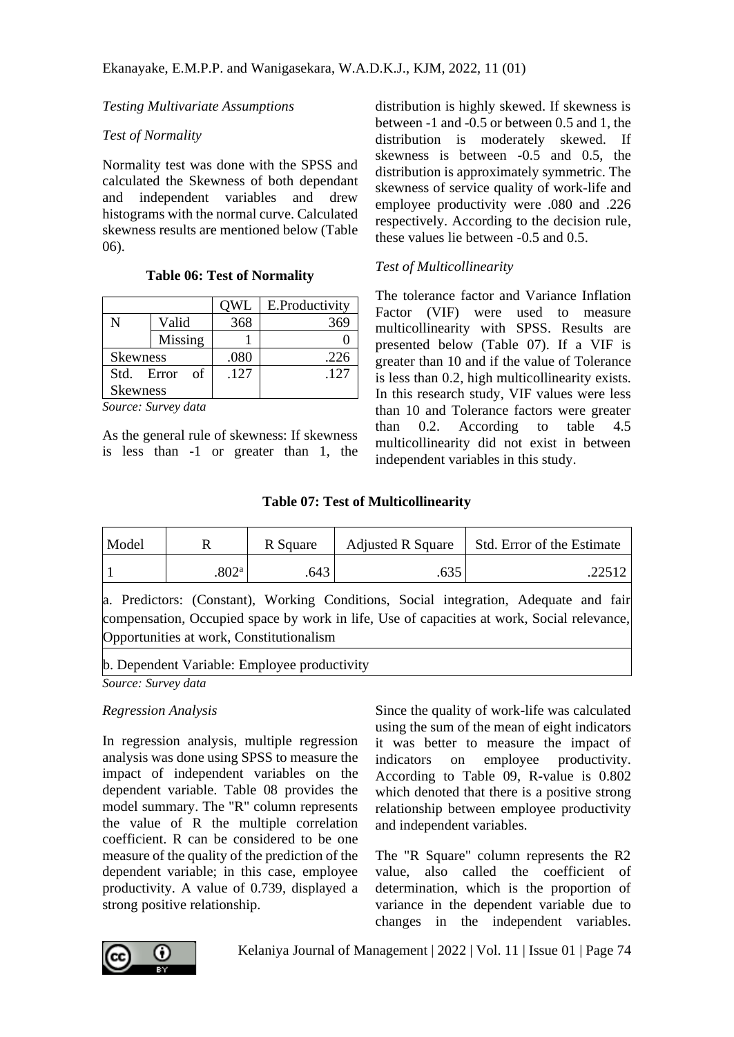*Testing Multivariate Assumptions*

*Test of Normality*

Normality test was done with the SPSS and calculated the Skewness of both dependant and independent variables and drew histograms with the normal curve. Calculated skewness results are mentioned below (Table 06).

**Table 06: Test of Normality**

| | | QWL | E.Productivity |
|---|---|---|---|
| N | Valid | 368 | 369 |
| | Missing | 1 | 0 |
| Skewness | | .080 | .226 |
| Std. Error of Skewness | | .127 | .127 |

*Source: Survey data*

As the general rule of skewness: If skewness is less than -1 or greater than 1, the distribution is highly skewed. If skewness is between -1 and -0.5 or between 0.5 and 1, the distribution is moderately skewed. If skewness is between -0.5 and 0.5, the distribution is approximately symmetric. The skewness of service quality of work-life and employee productivity were .080 and .226 respectively. According to the decision rule, these values lie between -0.5 and 0.5.

*Test of Multicollinearity*

The tolerance factor and Variance Inflation Factor (VIF) were used to measure multicollinearity with SPSS. Results are presented below (Table 07). If a VIF is greater than 10 and if the value of Tolerance is less than 0.2, high multicollinearity exists. In this research study, VIF values were less than 10 and Tolerance factors were greater than 0.2. According to table 4.5 multicollinearity did not exist in between independent variables in this study.

**Table 07: Test of Multicollinearity**

| Model | R | R Square | Adjusted R Square | Std. Error of the Estimate |
|---|---|---|---|---|
| 1 | .802[a] | .643 | .635 | .22512 |
| a. Predictors: (Constant), Working Conditions, Social integration, Adequate and fair compensation, Occupied space by work in life, Use of capacities at work, Social relevance, Opportunities at work, Constitutionalism | | | | |
| b. Dependent Variable: Employee productivity | | | | |

*Source: Survey data*

*Regression Analysis*

In regression analysis, multiple regression analysis was done using SPSS to measure the impact of independent variables on the dependent variable. Table 08 provides the model summary. The "R" column represents the value of R the multiple correlation coefficient. R can be considered to be one measure of the quality of the prediction of the dependent variable; in this case, employee productivity. A value of 0.739, displayed a strong positive relationship.

Since the quality of work-life was calculated using the sum of the mean of eight indicators it was better to measure the impact of indicators on employee productivity. According to Table 09, R-value is 0.802 which denoted that there is a positive strong relationship between employee productivity and independent variables.

The "R Square" column represents the R2 value, also called the coefficient of determination, which is the proportion of variance in the dependent variable due to changes in the independent variables.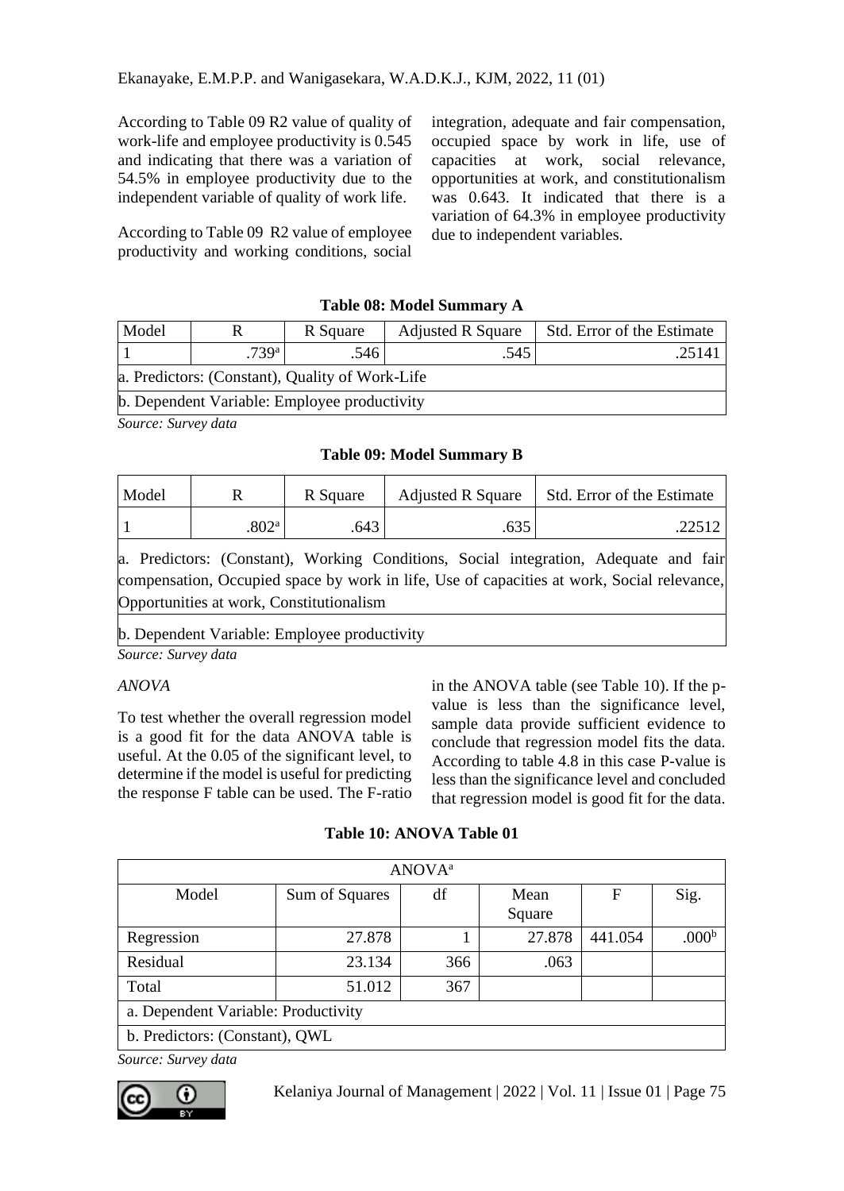According to Table 09 R2 value of quality of work-life and employee productivity is 0.545 and indicating that there was a variation of 54.5% in employee productivity due to the independent variable of quality of work life.

According to Table 09 R2 value of employee productivity and working conditions, social integration, adequate and fair compensation, occupied space by work in life, use of capacities at work, social relevance, opportunities at work, and constitutionalism was 0.643. It indicated that there is a variation of 64.3% in employee productivity due to independent variables.

**Table 08: Model Summary A**

| Model | R | R Square | Adjusted R Square | Std. Error of the Estimate |
|---|---|---|---|---|
| 1 | .739[a] | .546 | .545 | .25141 |
| a. Predictors: (Constant), Quality of Work-Life | | | | |
| b. Dependent Variable: Employee productivity | | | | |

*Source: Survey data*

**Table 09: Model Summary B**

| Model | R | R Square | Adjusted R Square | Std. Error of the Estimate |
|---|---|---|---|---|
| 1 | .802[a] | .643 | .635 | .22512 |
| a. Predictors: (Constant), Working Conditions, Social integration, Adequate and fair compensation, Occupied space by work in life, Use of capacities at work, Social relevance, Opportunities at work, Constitutionalism | | | | |
| b. Dependent Variable: Employee productivity | | | | |

*Source: Survey data*

*ANOVA*

To test whether the overall regression model is a good fit for the data ANOVA table is useful. At the 0.05 of the significant level, to determine if the model is useful for predicting the response F table can be used. The F-ratio in the ANOVA table (see Table 10). If the p-value is less than the significance level, sample data provide sufficient evidence to conclude that regression model fits the data. According to table 4.8 in this case P-value is less than the significance level and concluded that regression model is good fit for the data.

**Table 10: ANOVA Table 01**

| ANOVA[a] | | | | | |
|---|---|---|---|---|---|
| Model | Sum of Squares | df | Mean Square | F | Sig. |
| Regression | 27.878 | 1 | 27.878 | 441.054 | .000[b] |
| Residual | 23.134 | 366 | .063 | | |
| Total | 51.012 | 367 | | | |
| a. Dependent Variable: Productivity | | | | | |
| b. Predictors: (Constant), QWL | | | | | |

*Source: Survey data*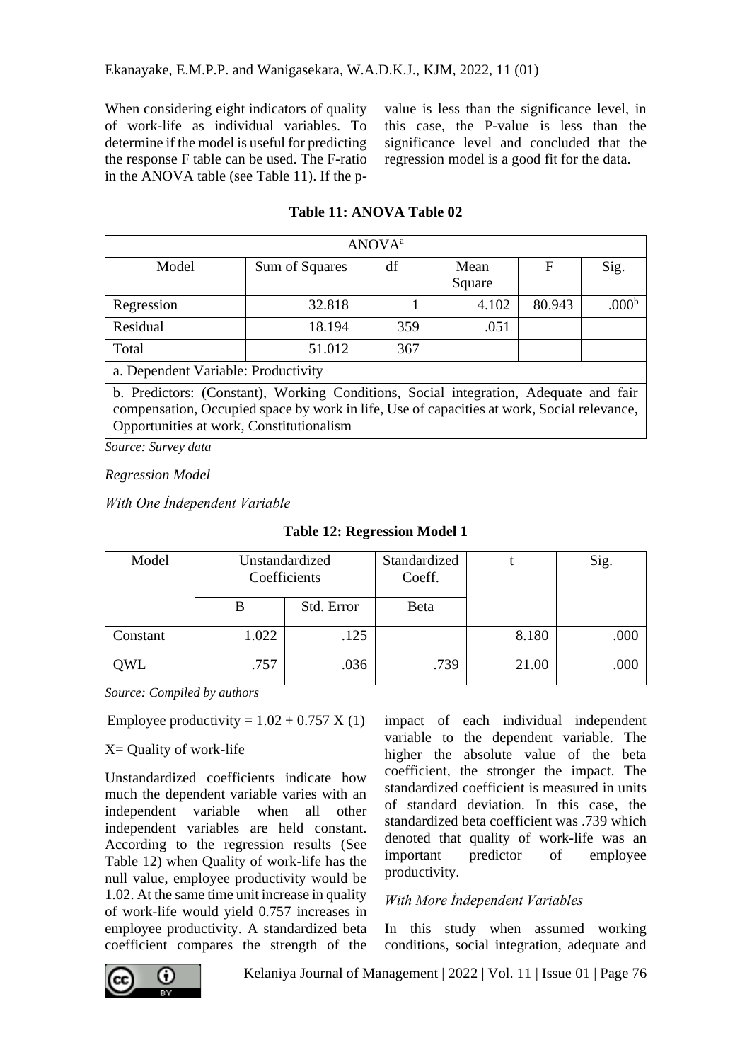When considering eight indicators of quality of work-life as individual variables. To determine if the model is useful for predicting the response F table can be used. The F-ratio in the ANOVA table (see Table 11). If the p-value is less than the significance level, in this case, the P-value is less than the significance level and concluded that the regression model is a good fit for the data.

**Table 11: ANOVA Table 02**

| ANOVA[a] | | | | | |
|---|---|---|---|---|---|
| Model | Sum of Squares | df | Mean Square | F | Sig. |
| Regression | 32.818 | 1 | 4.102 | 80.943 | .000[b] |
| Residual | 18.194 | 359 | .051 | | |
| Total | 51.012 | 367 | | | |
| a. Dependent Variable: Productivity | | | | | |
| b. Predictors: (Constant), Working Conditions, Social integration, Adequate and fair compensation, Occupied space by work in life, Use of capacities at work, Social relevance, Opportunities at work, Constitutionalism | | | | | |

*Source: Survey data*

*Regression Model*

*With One İndependent Variable*

**Table 12: Regression Model 1**

| Model | Unstandardized Coefficients | | Standardized Coeff. | t | Sig. |
|---|---|---|---|---|---|
| | B | Std. Error | Beta | | |
| Constant | 1.022 | .125 | | 8.180 | .000 |
| QWL | .757 | .036 | .739 | 21.00 | .000 |

*Source: Compiled by authors*

Employee productivity = 1.02 + 0.757 X (1)

X= Quality of work-life

Unstandardized coefficients indicate how much the dependent variable varies with an independent variable when all other independent variables are held constant. According to the regression results (See Table 12) when Quality of work-life has the null value, employee productivity would be 1.02. At the same time unit increase in quality of work-life would yield 0.757 increases in employee productivity. A standardized beta coefficient compares the strength of the impact of each individual independent variable to the dependent variable. The higher the absolute value of the beta coefficient, the stronger the impact. The standardized coefficient is measured in units of standard deviation. In this case, the standardized beta coefficient was .739 which denoted that quality of work-life was an important predictor of employee productivity.

*With More İndependent Variables*

In this study when assumed working conditions, social integration, adequate and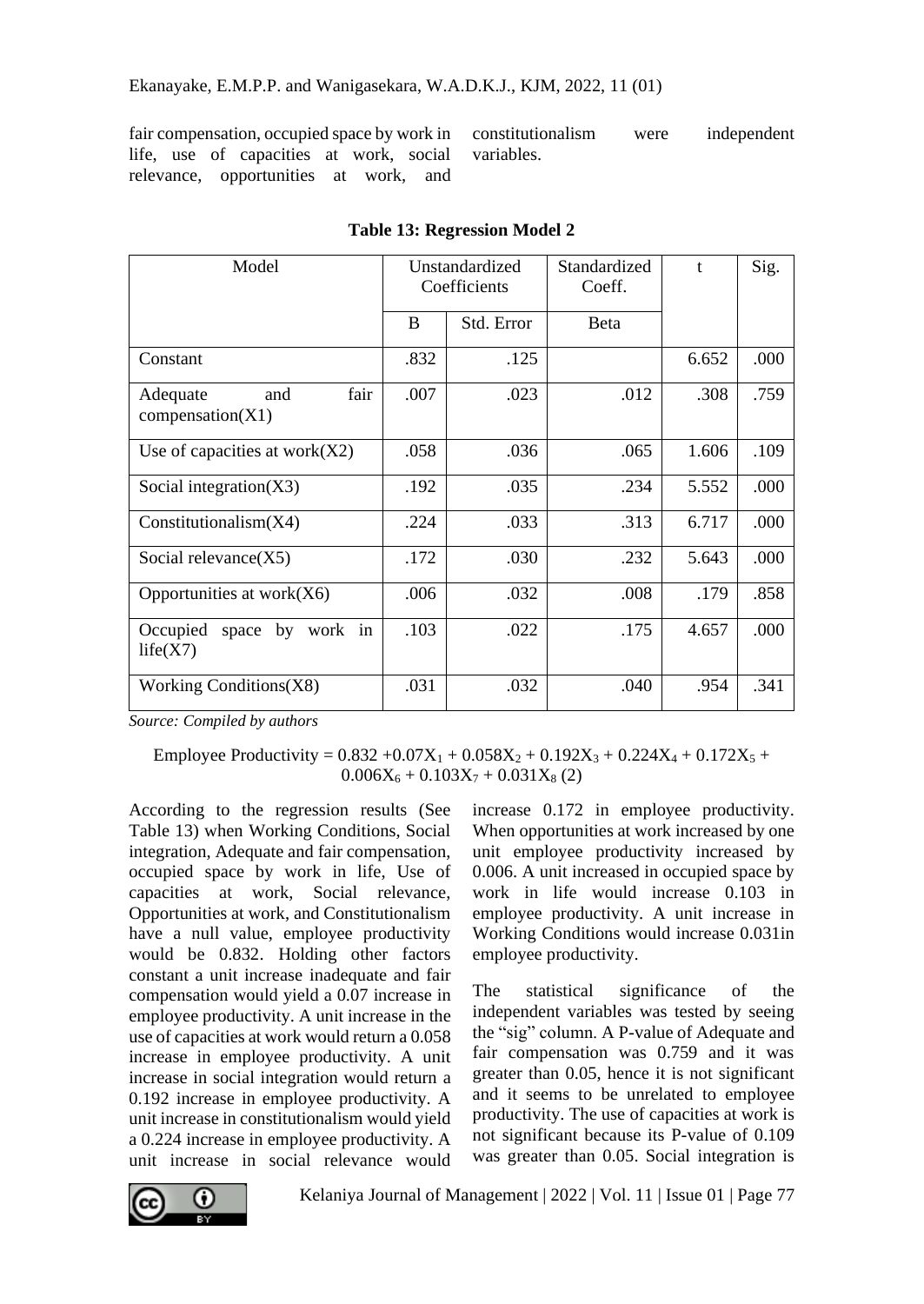fair compensation, occupied space by work in life, use of capacities at work, social relevance, opportunities at work, and constitutionalism were independent variables.

**Table 13: Regression Model 2**

| Model | Unstandardized Coefficients | | Standardized Coeff. | t | Sig. |
|---|---|---|---|---|---|
| | B | Std. Error | Beta | | |
| Constant | .832 | .125 | | 6.652 | .000 |
| Adequate and fair compensation(X1) | .007 | .023 | .012 | .308 | .759 |
| Use of capacities at work(X2) | .058 | .036 | .065 | 1.606 | .109 |
| Social integration(X3) | .192 | .035 | .234 | 5.552 | .000 |
| Constitutionalism(X4) | .224 | .033 | .313 | 6.717 | .000 |
| Social relevance(X5) | .172 | .030 | .232 | 5.643 | .000 |
| Opportunities at work(X6) | .006 | .032 | .008 | .179 | .858 |
| Occupied space by work in life(X7) | .103 | .022 | .175 | 4.657 | .000 |
| Working Conditions(X8) | .031 | .032 | .040 | .954 | .341 |

*Source: Compiled by authors*

$$\text{Employee Productivity} = 0.832 + 0.07X_1 + 0.058X_2 + 0.192X_3 + 0.224X_4 + 0.172X_5 + 0.006X_6 + 0.103X_7 + 0.031X_8 \quad (2)$$

According to the regression results (See Table 13) when Working Conditions, Social integration, Adequate and fair compensation, occupied space by work in life, Use of capacities at work, Social relevance, Opportunities at work, and Constitutionalism have a null value, employee productivity would be 0.832. Holding other factors constant a unit increase inadequate and fair compensation would yield a 0.07 increase in employee productivity. A unit increase in the use of capacities at work would return a 0.058 increase in employee productivity. A unit increase in social integration would return a 0.192 increase in employee productivity. A unit increase in constitutionalism would yield a 0.224 increase in employee productivity. A unit increase in social relevance would increase 0.172 in employee productivity. When opportunities at work increased by one unit employee productivity increased by 0.006. A unit increased in occupied space by work in life would increase 0.103 in employee productivity. A unit increase in Working Conditions would increase 0.031in employee productivity.

The statistical significance of the independent variables was tested by seeing the "sig" column. A P-value of Adequate and fair compensation was 0.759 and it was greater than 0.05, hence it is not significant and it seems to be unrelated to employee productivity. The use of capacities at work is not significant because its P-value of 0.109 was greater than 0.05. Social integration is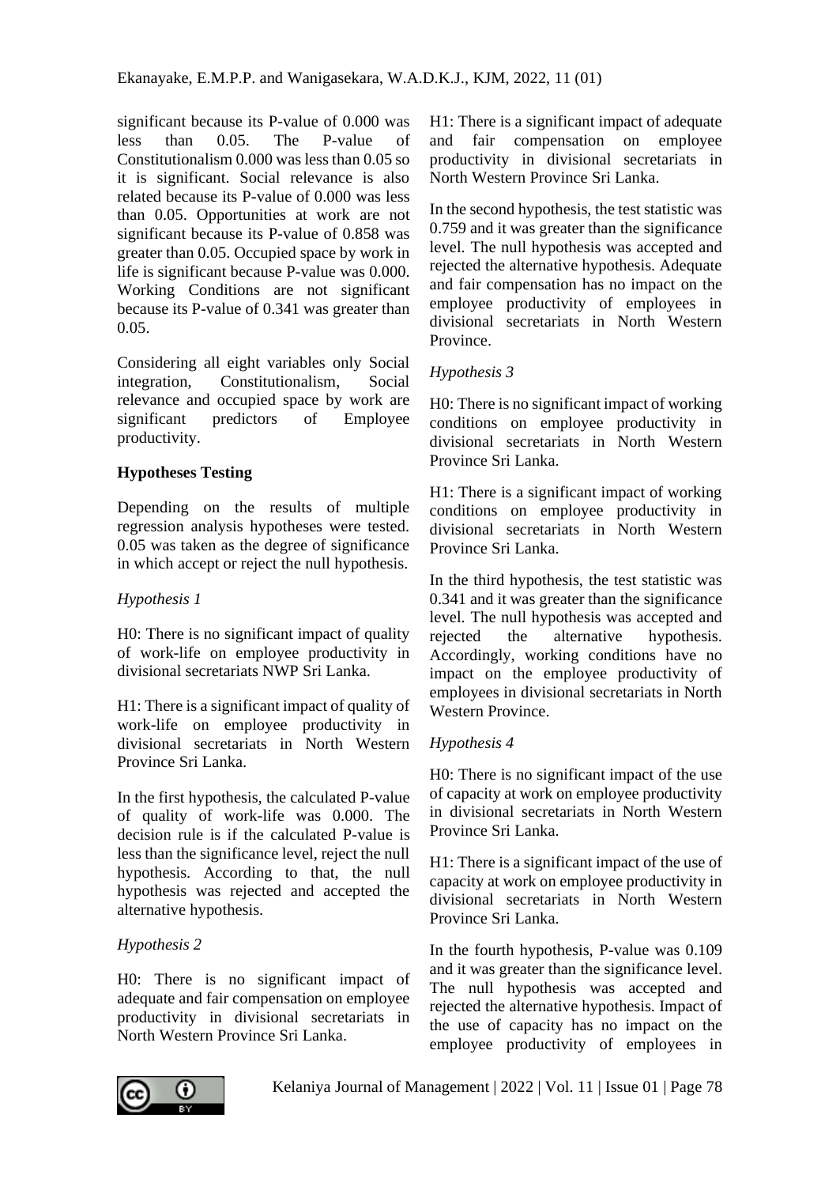significant because its P-value of 0.000 was less than 0.05. The P-value of Constitutionalism 0.000 was less than 0.05 so it is significant. Social relevance is also related because its P-value of 0.000 was less than 0.05. Opportunities at work are not significant because its P-value of 0.858 was greater than 0.05. Occupied space by work in life is significant because P-value was 0.000. Working Conditions are not significant because its P-value of 0.341 was greater than 0.05.

Considering all eight variables only Social integration, Constitutionalism, Social relevance and occupied space by work are significant predictors of Employee productivity.

**Hypotheses Testing**

Depending on the results of multiple regression analysis hypotheses were tested. 0.05 was taken as the degree of significance in which accept or reject the null hypothesis.

*Hypothesis 1*

H0: There is no significant impact of quality of work-life on employee productivity in divisional secretariats NWP Sri Lanka.

H1: There is a significant impact of quality of work-life on employee productivity in divisional secretariats in North Western Province Sri Lanka.

In the first hypothesis, the calculated P-value of quality of work-life was 0.000. The decision rule is if the calculated P-value is less than the significance level, reject the null hypothesis. According to that, the null hypothesis was rejected and accepted the alternative hypothesis.

*Hypothesis 2*

H0: There is no significant impact of adequate and fair compensation on employee productivity in divisional secretariats in North Western Province Sri Lanka.

H1: There is a significant impact of adequate and fair compensation on employee productivity in divisional secretariats in North Western Province Sri Lanka.

In the second hypothesis, the test statistic was 0.759 and it was greater than the significance level. The null hypothesis was accepted and rejected the alternative hypothesis. Adequate and fair compensation has no impact on the employee productivity of employees in divisional secretariats in North Western Province.

*Hypothesis 3*

H0: There is no significant impact of working conditions on employee productivity in divisional secretariats in North Western Province Sri Lanka.

H1: There is a significant impact of working conditions on employee productivity in divisional secretariats in North Western Province Sri Lanka.

In the third hypothesis, the test statistic was 0.341 and it was greater than the significance level. The null hypothesis was accepted and rejected the alternative hypothesis. Accordingly, working conditions have no impact on the employee productivity of employees in divisional secretariats in North Western Province.

*Hypothesis 4*

H0: There is no significant impact of the use of capacity at work on employee productivity in divisional secretariats in North Western Province Sri Lanka.

H1: There is a significant impact of the use of capacity at work on employee productivity in divisional secretariats in North Western Province Sri Lanka.

In the fourth hypothesis, P-value was 0.109 and it was greater than the significance level. The null hypothesis was accepted and rejected the alternative hypothesis. Impact of the use of capacity has no impact on the employee productivity of employees in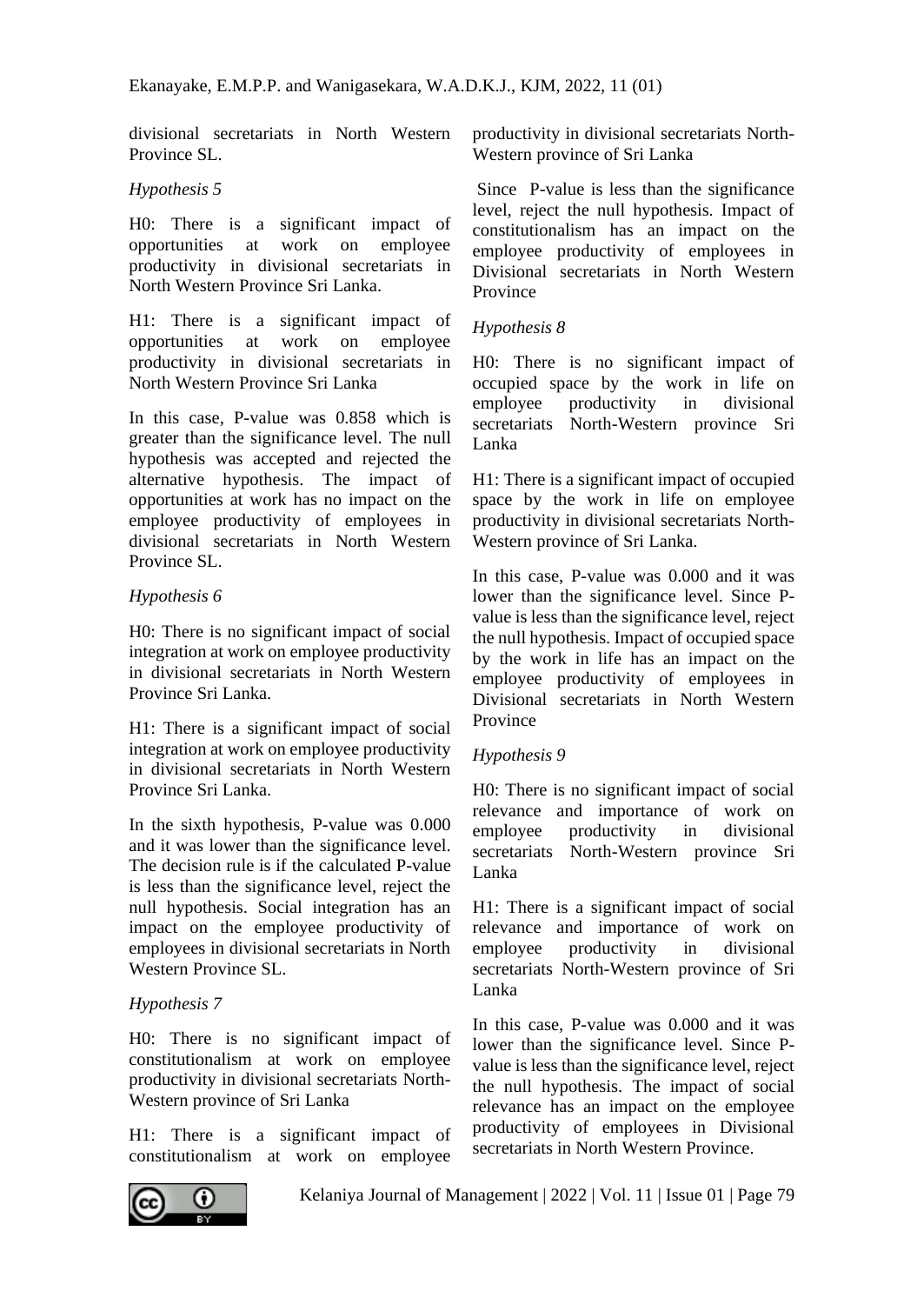divisional secretariats in North Western Province SL.

*Hypothesis 5*

H0: There is a significant impact of opportunities at work on employee productivity in divisional secretariats in North Western Province Sri Lanka.

H1: There is a significant impact of opportunities at work on employee productivity in divisional secretariats in North Western Province Sri Lanka

In this case, P-value was 0.858 which is greater than the significance level. The null hypothesis was accepted and rejected the alternative hypothesis. The impact of opportunities at work has no impact on the employee productivity of employees in divisional secretariats in North Western Province SL.

*Hypothesis 6*

H0: There is no significant impact of social integration at work on employee productivity in divisional secretariats in North Western Province Sri Lanka.

H1: There is a significant impact of social integration at work on employee productivity in divisional secretariats in North Western Province Sri Lanka.

In the sixth hypothesis, P-value was 0.000 and it was lower than the significance level. The decision rule is if the calculated P-value is less than the significance level, reject the null hypothesis. Social integration has an impact on the employee productivity of employees in divisional secretariats in North Western Province SL.

*Hypothesis 7*

H0: There is no significant impact of constitutionalism at work on employee productivity in divisional secretariats North-Western province of Sri Lanka

H1: There is a significant impact of constitutionalism at work on employee productivity in divisional secretariats North-Western province of Sri Lanka

Since P-value is less than the significance level, reject the null hypothesis. Impact of constitutionalism has an impact on the employee productivity of employees in Divisional secretariats in North Western Province

*Hypothesis 8*

H0: There is no significant impact of occupied space by the work in life on employee productivity in divisional secretariats North-Western province Sri Lanka

H1: There is a significant impact of occupied space by the work in life on employee productivity in divisional secretariats North-Western province of Sri Lanka.

In this case, P-value was 0.000 and it was lower than the significance level. Since P-value is less than the significance level, reject the null hypothesis. Impact of occupied space by the work in life has an impact on the employee productivity of employees in Divisional secretariats in North Western Province

*Hypothesis 9*

H0: There is no significant impact of social relevance and importance of work on employee productivity in divisional secretariats North-Western province Sri Lanka

H1: There is a significant impact of social relevance and importance of work on employee productivity in divisional secretariats North-Western province of Sri Lanka

In this case, P-value was 0.000 and it was lower than the significance level. Since P-value is less than the significance level, reject the null hypothesis. The impact of social relevance has an impact on the employee productivity of employees in Divisional secretariats in North Western Province.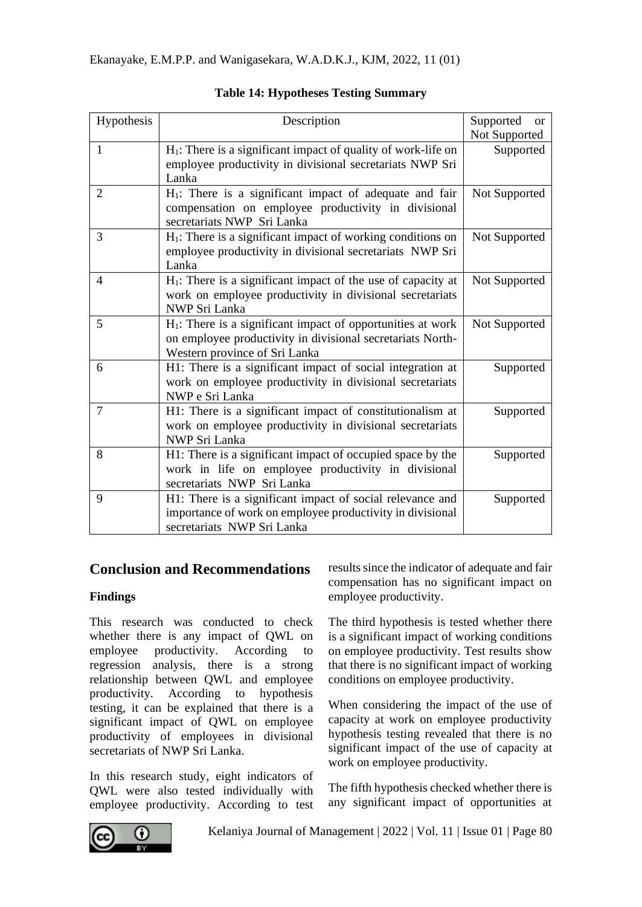**Table 14: Hypotheses Testing Summary**

| Hypothesis | Description | Supported or Not Supported |
|---|---|---|
| 1 | $H_1$: There is a significant impact of quality of work-life on employee productivity in divisional secretariats NWP Sri Lanka | Supported |
| 2 | $H_1$: There is a significant impact of adequate and fair compensation on employee productivity in divisional secretariats NWP Sri Lanka | Not Supported |
| 3 | $H_1$: There is a significant impact of working conditions on employee productivity in divisional secretariats NWP Sri Lanka | Not Supported |
| 4 | $H_1$: There is a significant impact of the use of capacity at work on employee productivity in divisional secretariats NWP Sri Lanka | Not Supported |
| 5 | $H_1$: There is a significant impact of opportunities at work on employee productivity in divisional secretariats North-Western province of Sri Lanka | Not Supported |
| 6 | H1: There is a significant impact of social integration at work on employee productivity in divisional secretariats NWP e Sri Lanka | Supported |
| 7 | H1: There is a significant impact of constitutionalism at work on employee productivity in divisional secretariats NWP Sri Lanka | Supported |
| 8 | H1: There is a significant impact of occupied space by the work in life on employee productivity in divisional secretariats NWP Sri Lanka | Supported |
| 9 | H1: There is a significant impact of social relevance and importance of work on employee productivity in divisional secretariats NWP Sri Lanka | Supported |

## Conclusion and Recommendations

### Findings

This research was conducted to check whether there is any impact of QWL on employee productivity. According to regression analysis, there is a strong relationship between QWL and employee productivity. According to hypothesis testing, it can be explained that there is a significant impact of QWL on employee productivity of employees in divisional secretariats of NWP Sri Lanka.

In this research study, eight indicators of QWL were also tested individually with employee productivity. According to test results since the indicator of adequate and fair compensation has no significant impact on employee productivity.

The third hypothesis is tested whether there is a significant impact of working conditions on employee productivity. Test results show that there is no significant impact of working conditions on employee productivity.

When considering the impact of the use of capacity at work on employee productivity hypothesis testing revealed that there is no significant impact of the use of capacity at work on employee productivity.

The fifth hypothesis checked whether there is any significant impact of opportunities at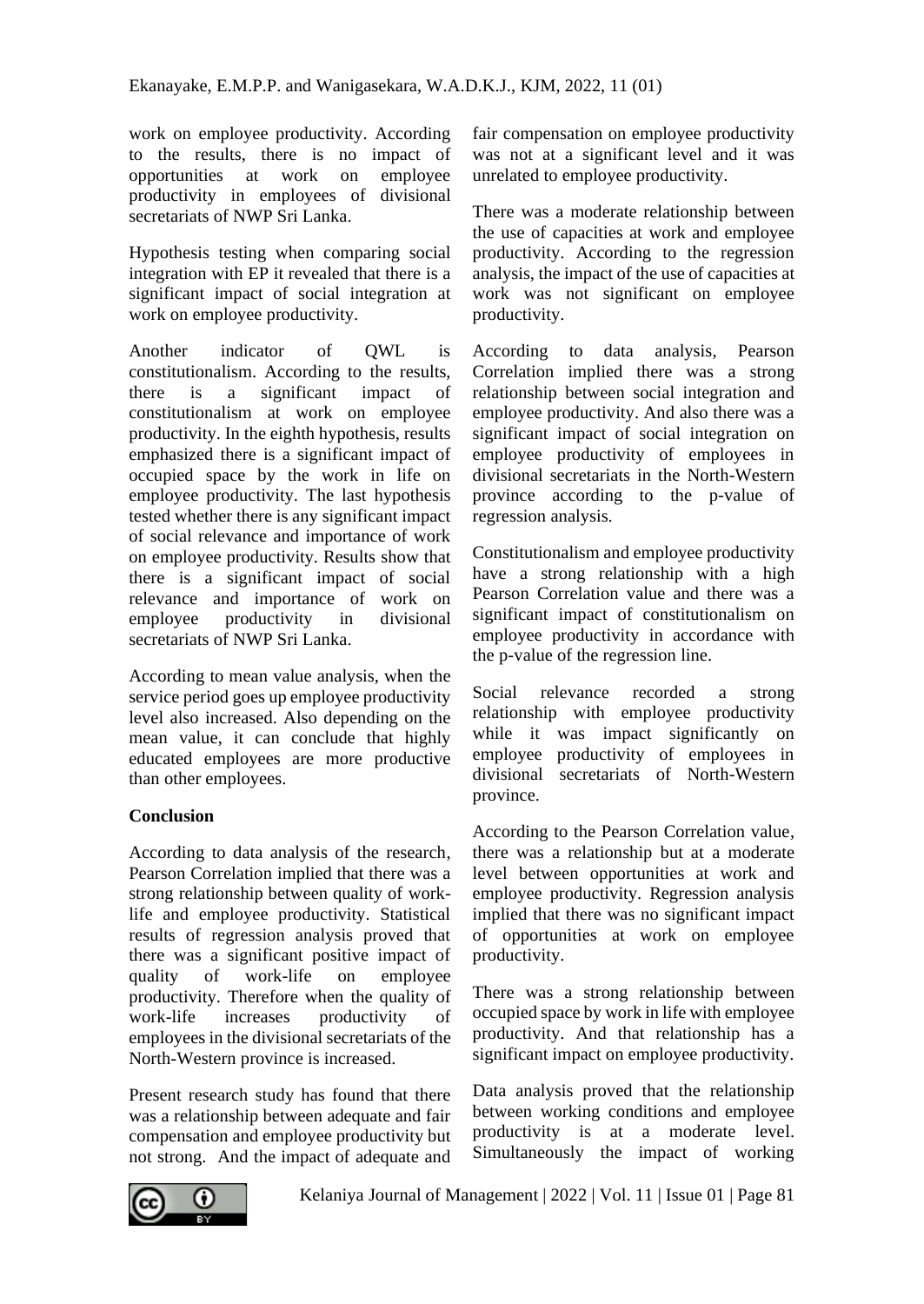work on employee productivity. According to the results, there is no impact of opportunities at work on employee productivity in employees of divisional secretariats of NWP Sri Lanka.

Hypothesis testing when comparing social integration with EP it revealed that there is a significant impact of social integration at work on employee productivity.

Another indicator of QWL is constitutionalism. According to the results, there is a significant impact of constitutionalism at work on employee productivity. In the eighth hypothesis, results emphasized there is a significant impact of occupied space by the work in life on employee productivity. The last hypothesis tested whether there is any significant impact of social relevance and importance of work on employee productivity. Results show that there is a significant impact of social relevance and importance of work on employee productivity in divisional secretariats of NWP Sri Lanka.

According to mean value analysis, when the service period goes up employee productivity level also increased. Also depending on the mean value, it can conclude that highly educated employees are more productive than other employees.

**Conclusion**

According to data analysis of the research, Pearson Correlation implied that there was a strong relationship between quality of work-life and employee productivity. Statistical results of regression analysis proved that there was a significant positive impact of quality of work-life on employee productivity. Therefore when the quality of work-life increases productivity of employees in the divisional secretariats of the North-Western province is increased.

Present research study has found that there was a relationship between adequate and fair compensation and employee productivity but not strong. And the impact of adequate and fair compensation on employee productivity was not at a significant level and it was unrelated to employee productivity.

There was a moderate relationship between the use of capacities at work and employee productivity. According to the regression analysis, the impact of the use of capacities at work was not significant on employee productivity.

According to data analysis, Pearson Correlation implied there was a strong relationship between social integration and employee productivity. And also there was a significant impact of social integration on employee productivity of employees in divisional secretariats in the North-Western province according to the p-value of regression analysis.

Constitutionalism and employee productivity have a strong relationship with a high Pearson Correlation value and there was a significant impact of constitutionalism on employee productivity in accordance with the p-value of the regression line.

Social relevance recorded a strong relationship with employee productivity while it was impact significantly on employee productivity of employees in divisional secretariats of North-Western province.

According to the Pearson Correlation value, there was a relationship but at a moderate level between opportunities at work and employee productivity. Regression analysis implied that there was no significant impact of opportunities at work on employee productivity.

There was a strong relationship between occupied space by work in life with employee productivity. And that relationship has a significant impact on employee productivity.

Data analysis proved that the relationship between working conditions and employee productivity is at a moderate level. Simultaneously the impact of working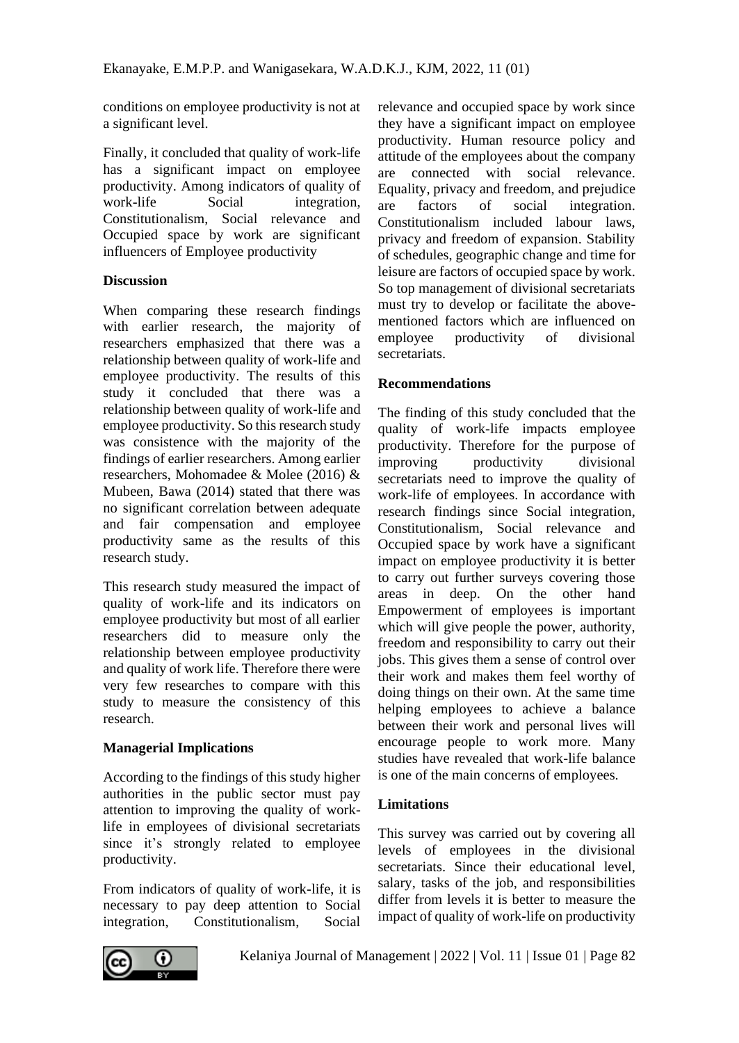conditions on employee productivity is not at a significant level.

Finally, it concluded that quality of work-life has a significant impact on employee productivity. Among indicators of quality of work-life Social integration, Constitutionalism, Social relevance and Occupied space by work are significant influencers of Employee productivity

**Discussion**

When comparing these research findings with earlier research, the majority of researchers emphasized that there was a relationship between quality of work-life and employee productivity. The results of this study it concluded that there was a relationship between quality of work-life and employee productivity. So this research study was consistence with the majority of the findings of earlier researchers. Among earlier researchers, Mohomadee & Molee (2016) & Mubeen, Bawa (2014) stated that there was no significant correlation between adequate and fair compensation and employee productivity same as the results of this research study.

This research study measured the impact of quality of work-life and its indicators on employee productivity but most of all earlier researchers did to measure only the relationship between employee productivity and quality of work life. Therefore there were very few researches to compare with this study to measure the consistency of this research.

**Managerial Implications**

According to the findings of this study higher authorities in the public sector must pay attention to improving the quality of work-life in employees of divisional secretariats since it's strongly related to employee productivity.

From indicators of quality of work-life, it is necessary to pay deep attention to Social integration, Constitutionalism, Social relevance and occupied space by work since they have a significant impact on employee productivity. Human resource policy and attitude of the employees about the company are connected with social relevance. Equality, privacy and freedom, and prejudice are factors of social integration. Constitutionalism included labour laws, privacy and freedom of expansion. Stability of schedules, geographic change and time for leisure are factors of occupied space by work. So top management of divisional secretariats must try to develop or facilitate the above-mentioned factors which are influenced on employee productivity of divisional secretariats.

**Recommendations**

The finding of this study concluded that the quality of work-life impacts employee productivity. Therefore for the purpose of improving productivity divisional secretariats need to improve the quality of work-life of employees. In accordance with research findings since Social integration, Constitutionalism, Social relevance and Occupied space by work have a significant impact on employee productivity it is better to carry out further surveys covering those areas in deep. On the other hand Empowerment of employees is important which will give people the power, authority, freedom and responsibility to carry out their jobs. This gives them a sense of control over their work and makes them feel worthy of doing things on their own. At the same time helping employees to achieve a balance between their work and personal lives will encourage people to work more. Many studies have revealed that work-life balance is one of the main concerns of employees.

**Limitations**

This survey was carried out by covering all levels of employees in the divisional secretariats. Since their educational level, salary, tasks of the job, and responsibilities differ from levels it is better to measure the impact of quality of work-life on productivity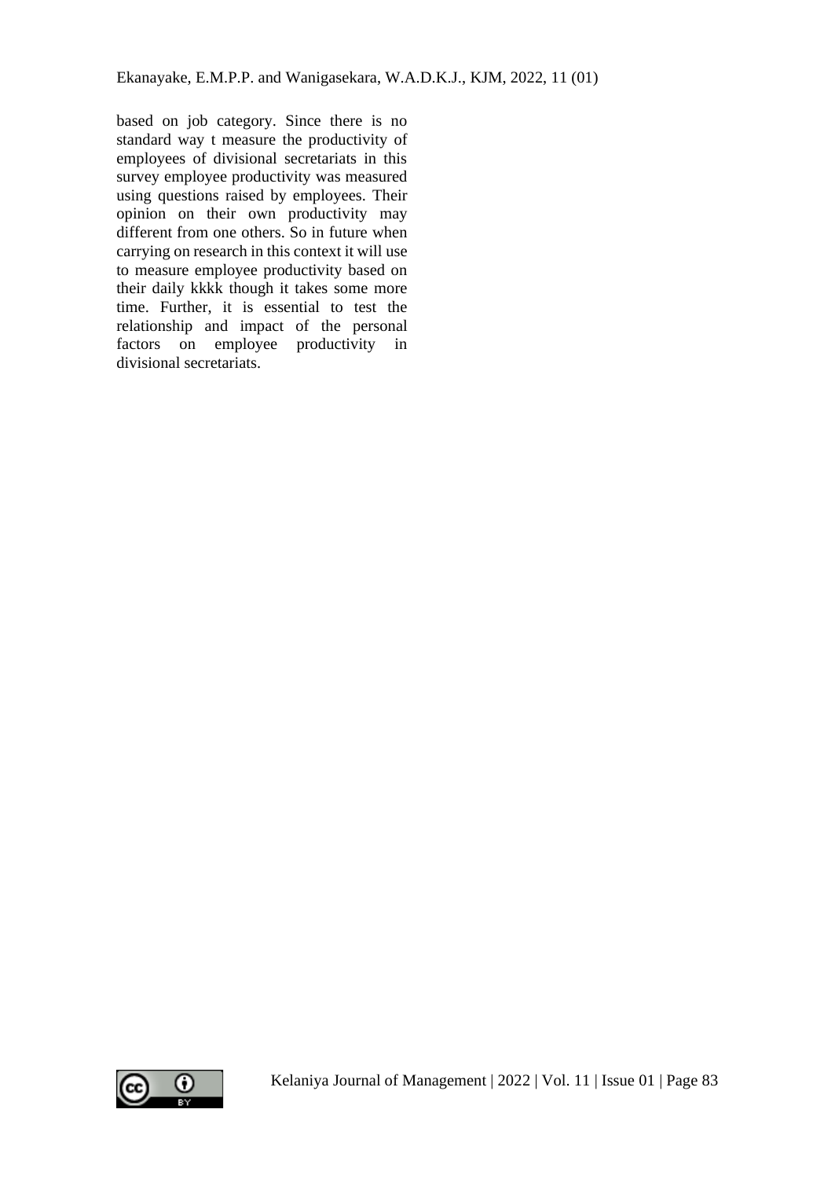based on job category. Since there is no standard way t measure the productivity of employees of divisional secretariats in this survey employee productivity was measured using questions raised by employees. Their opinion on their own productivity may different from one others. So in future when carrying on research in this context it will use to measure employee productivity based on their daily kkkk though it takes some more time. Further, it is essential to test the relationship and impact of the personal factors on employee productivity in divisional secretariats.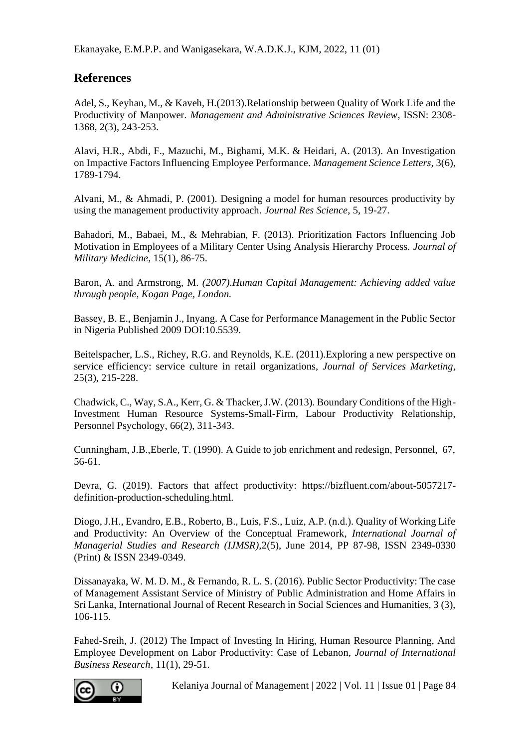## References

Adel, S., Keyhan, M., & Kaveh, H.(2013).Relationship between Quality of Work Life and the Productivity of Manpower. *Management and Administrative Sciences Review*, ISSN: 2308-1368, 2(3), 243-253.

Alavi, H.R., Abdi, F., Mazuchi, M., Bighami, M.K. & Heidari, A. (2013). An Investigation on Impactive Factors Influencing Employee Performance. *Management Science Letters*, 3(6), 1789-1794.

Alvani, M., & Ahmadi, P. (2001). Designing a model for human resources productivity by using the management productivity approach. *Journal Res Science*, 5, 19-27.

Bahadori, M., Babaei, M., & Mehrabian, F. (2013). Prioritization Factors Influencing Job Motivation in Employees of a Military Center Using Analysis Hierarchy Process. *Journal of Military Medicine*, 15(1), 86-75.

Baron, A. and Armstrong, M. *(2007).Human Capital Management: Achieving added value through people, Kogan Page, London.*

Bassey, B. E., Benjamin J., Inyang. A Case for Performance Management in the Public Sector in Nigeria Published 2009 DOI:10.5539.

Beitelspacher, L.S., Richey, R.G. and Reynolds, K.E. (2011).Exploring a new perspective on service efficiency: service culture in retail organizations, *Journal of Services Marketing*, 25(3), 215-228.

Chadwick, C., Way, S.A., Kerr, G. & Thacker, J.W. (2013). Boundary Conditions of the High-Investment Human Resource Systems-Small-Firm, Labour Productivity Relationship, Personnel Psychology, 66(2), 311-343.

Cunningham, J.B.,Eberle, T. (1990). A Guide to job enrichment and redesign, Personnel, 67, 56-61.

Devra, G. (2019). Factors that affect productivity: https://bizfluent.com/about-5057217-definition-production-scheduling.html.

Diogo, J.H., Evandro, E.B., Roberto, B., Luis, F.S., Luiz, A.P. (n.d.). Quality of Working Life and Productivity: An Overview of the Conceptual Framework, *International Journal of Managerial Studies and Research (IJMSR)*,2(5), June 2014, PP 87-98, ISSN 2349-0330 (Print) & ISSN 2349-0349.

Dissanayaka, W. M. D. M., & Fernando, R. L. S. (2016). Public Sector Productivity: The case of Management Assistant Service of Ministry of Public Administration and Home Affairs in Sri Lanka, International Journal of Recent Research in Social Sciences and Humanities, 3 (3), 106-115.

Fahed-Sreih, J. (2012) The Impact of Investing In Hiring, Human Resource Planning, And Employee Development on Labor Productivity: Case of Lebanon, *Journal of International Business Research*, 11(1), 29-51.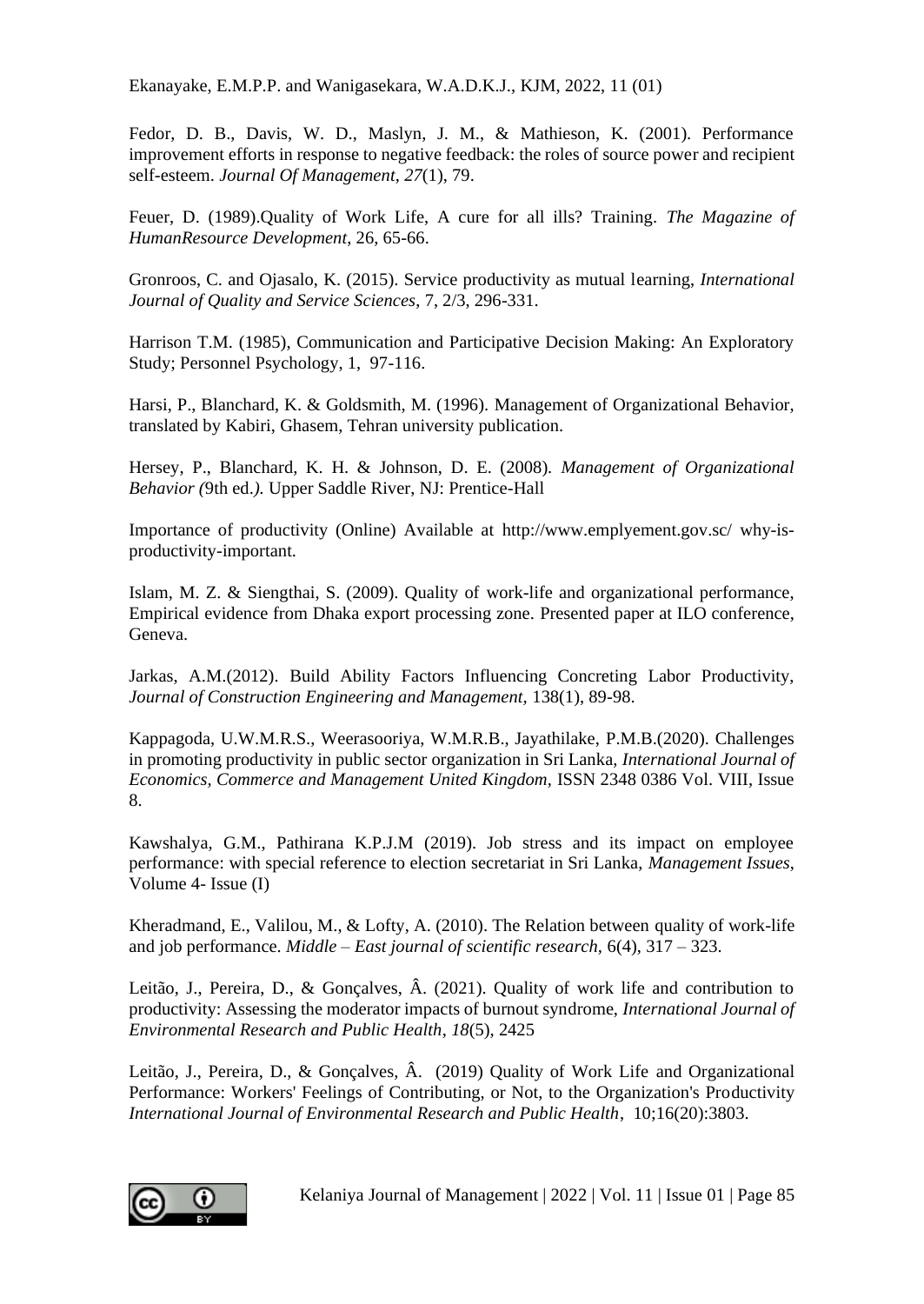Fedor, D. B., Davis, W. D., Maslyn, J. M., & Mathieson, K. (2001). Performance improvement efforts in response to negative feedback: the roles of source power and recipient self-esteem. *Journal Of Management*, *27*(1), 79.

Feuer, D. (1989).Quality of Work Life, A cure for all ills? Training. *The Magazine of HumanResource Development*, 26, 65-66.

Gronroos, C. and Ojasalo, K. (2015). Service productivity as mutual learning, *International Journal of Quality and Service Sciences*, 7, 2/3, 296-331.

Harrison T.M. (1985), Communication and Participative Decision Making: An Exploratory Study; Personnel Psychology, 1, 97-116.

Harsi, P., Blanchard, K. & Goldsmith, M. (1996). Management of Organizational Behavior, translated by Kabiri, Ghasem, Tehran university publication.

Hersey, P., Blanchard, K. H. & Johnson, D. E. (2008). *Management of Organizational Behavior (*9th ed.*).* Upper Saddle River, NJ: Prentice-Hall

Importance of productivity (Online) Available at http://www.emplyement.gov.sc/ why-is-productivity-important.

Islam, M. Z. & Siengthai, S. (2009). Quality of work-life and organizational performance, Empirical evidence from Dhaka export processing zone. Presented paper at ILO conference, Geneva.

Jarkas, A.M.(2012). Build Ability Factors Influencing Concreting Labor Productivity, *Journal of Construction Engineering and Management,* 138(1), 89-98.

Kappagoda, U.W.M.R.S., Weerasooriya, W.M.R.B., Jayathilake, P.M.B.(2020). Challenges in promoting productivity in public sector organization in Sri Lanka, *International Journal of Economics, Commerce and Management United Kingdom,* ISSN 2348 0386 Vol. VIII, Issue 8.

Kawshalya, G.M., Pathirana K.P.J.M (2019). Job stress and its impact on employee performance: with special reference to election secretariat in Sri Lanka, *Management Issues*, Volume 4- Issue (I)

Kheradmand, E., Valilou, M., & Lofty, A. (2010). The Relation between quality of work-life and job performance. *Middle – East journal of scientific research,* 6(4), 317 – 323.

Leitão, J., Pereira, D., & Gonçalves, Â. (2021). Quality of work life and contribution to productivity: Assessing the moderator impacts of burnout syndrome, *International Journal of Environmental Research and Public Health*, *18*(5), 2425

Leitão, J., Pereira, D., & Gonçalves, Â. (2019) Quality of Work Life and Organizational Performance: Workers' Feelings of Contributing, or Not, to the Organization's Productivity *International Journal of Environmental Research and Public Health*, 10;16(20):3803.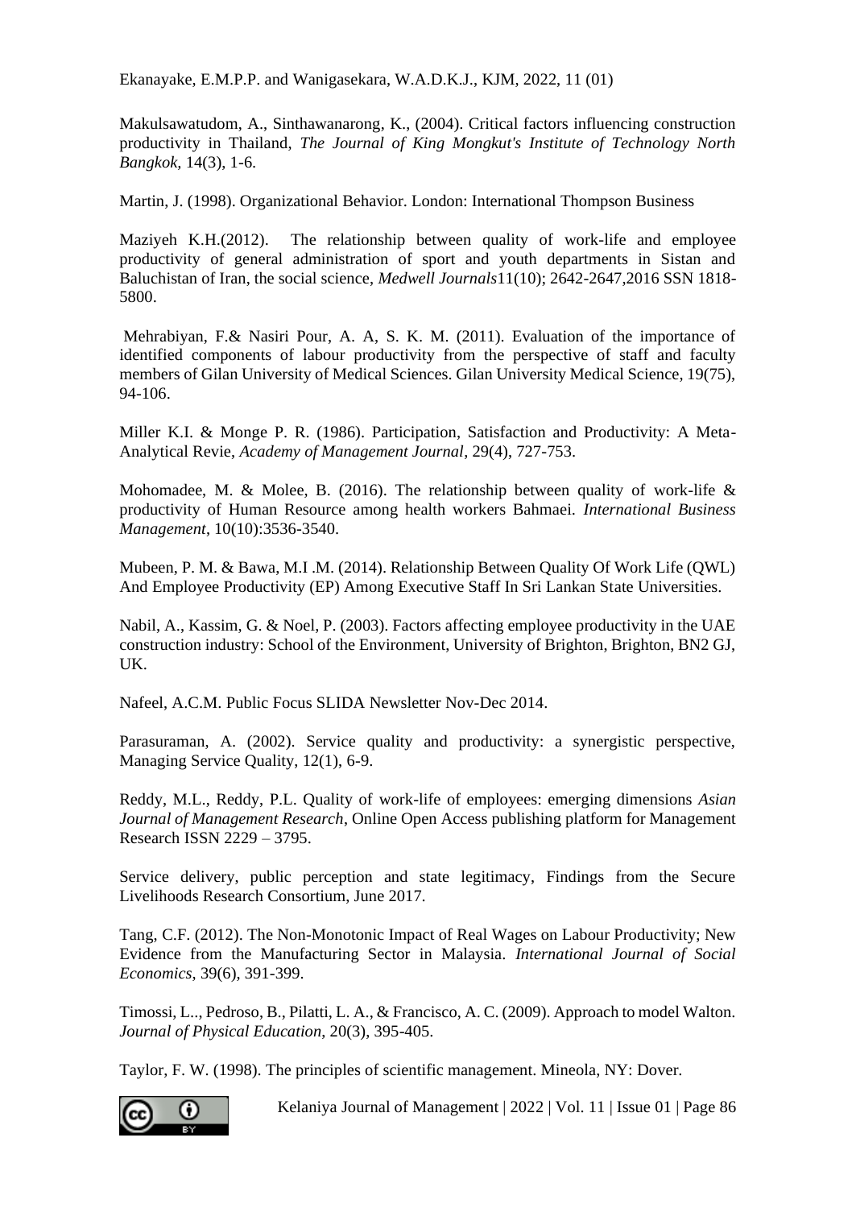Makulsawatudom, A., Sinthawanarong, K., (2004). Critical factors influencing construction productivity in Thailand, *The Journal of King Mongkut's Institute of Technology North Bangkok*, 14(3), 1-6.

Martin, J. (1998). Organizational Behavior. London: International Thompson Business

Maziyeh K.H.(2012). The relationship between quality of work-life and employee productivity of general administration of sport and youth departments in Sistan and Baluchistan of Iran, the social science, *Medwell Journals*11(10); 2642-2647,2016 SSN 1818-5800.

Mehrabiyan, F.& Nasiri Pour, A. A, S. K. M. (2011). Evaluation of the importance of identified components of labour productivity from the perspective of staff and faculty members of Gilan University of Medical Sciences. Gilan University Medical Science, 19(75), 94-106.

Miller K.I. & Monge P. R. (1986). Participation, Satisfaction and Productivity: A Meta-Analytical Revie, *Academy of Management Journal*, 29(4), 727-753.

Mohomadee, M. & Molee, B. (2016). The relationship between quality of work-life & productivity of Human Resource among health workers Bahmaei. *International Business Management*, 10(10):3536-3540.

Mubeen, P. M. & Bawa, M.I .M. (2014). Relationship Between Quality Of Work Life (QWL) And Employee Productivity (EP) Among Executive Staff In Sri Lankan State Universities.

Nabil, A., Kassim, G. & Noel, P. (2003). Factors affecting employee productivity in the UAE construction industry: School of the Environment, University of Brighton, Brighton, BN2 GJ, UK.

Nafeel, A.C.M. Public Focus SLIDA Newsletter Nov-Dec 2014.

Parasuraman, A. (2002). Service quality and productivity: a synergistic perspective, Managing Service Quality, 12(1), 6-9.

Reddy, M.L., Reddy, P.L. Quality of work-life of employees: emerging dimensions *Asian Journal of Management Research*, Online Open Access publishing platform for Management Research ISSN 2229 – 3795.

Service delivery, public perception and state legitimacy, Findings from the Secure Livelihoods Research Consortium, June 2017.

Tang, C.F. (2012). The Non-Monotonic Impact of Real Wages on Labour Productivity; New Evidence from the Manufacturing Sector in Malaysia. *International Journal of Social Economics*, 39(6), 391-399.

Timossi, L.., Pedroso, B., Pilatti, L. A., & Francisco, A. C. (2009). Approach to model Walton. *Journal of Physical Education*, 20(3), 395-405.

Taylor, F. W. (1998). The principles of scientific management. Mineola, NY: Dover.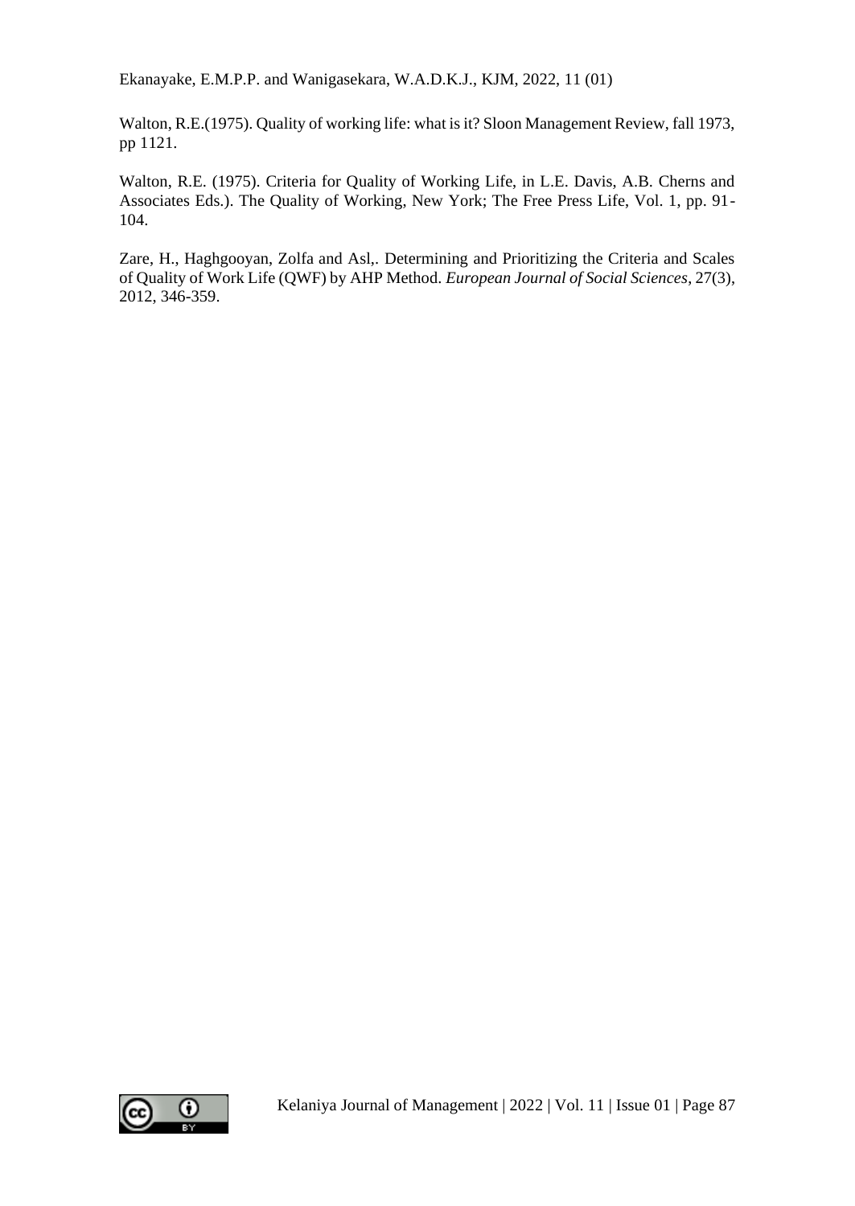Walton, R.E.(1975). Quality of working life: what is it? Sloon Management Review, fall 1973, pp 1121.

Walton, R.E. (1975). Criteria for Quality of Working Life, in L.E. Davis, A.B. Cherns and Associates Eds.). The Quality of Working, New York; The Free Press Life, Vol. 1, pp. 91-104.

Zare, H., Haghgooyan, Zolfa and Asl,. Determining and Prioritizing the Criteria and Scales of Quality of Work Life (QWF) by AHP Method. *European Journal of Social Sciences*, 27(3), 2012, 346-359.